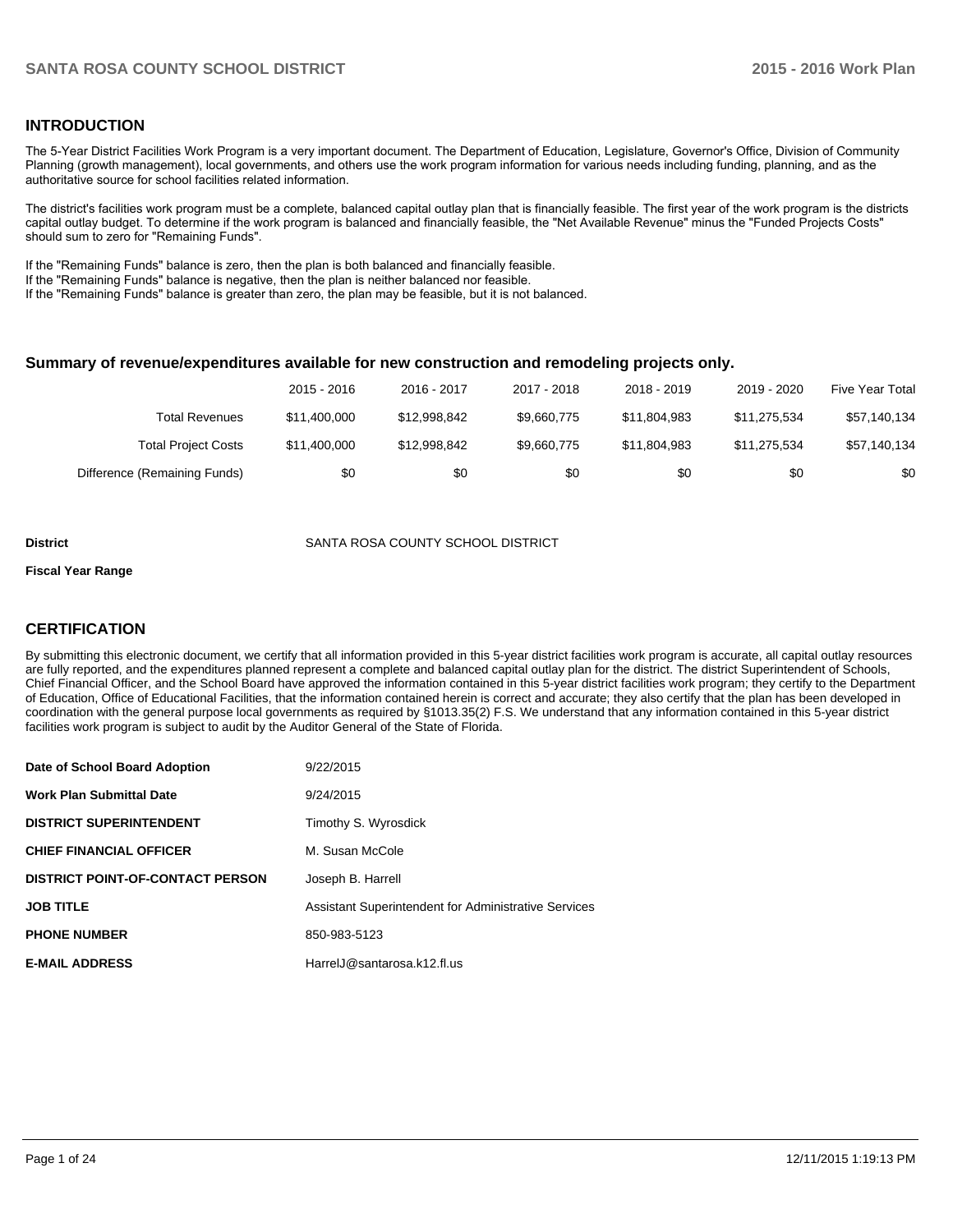## INTRODUCTION

The 5-Year District Facilities Work Program is a very important document. The Department of Education, Legislature, Governor's Office, Division of Community Planning (growth management), local governments, and others use the work program information for various needs including funding, planning, and as the authoritative source for school facilities related information.

The district's facilities work program must be a complete, balanced capital outlay plan that is financially feasible. The first year of the work program is the districts capital outlay budget. To determine if the work program is balanced and financially feasible, the "Net Available Revenue" minus the "Funded Projects Costs" should sum to zero for "Remaining Funds".

If the "Remaining Funds" balance is zero, then the plan is both balanced and financially feasible.
If the "Remaining Funds" balance is negative, then the plan is neither balanced nor feasible.
If the "Remaining Funds" balance is greater than zero, the plan may be feasible, but it is not balanced.

### Summary of revenue/expenditures available for new construction and remodeling projects only.

| | 2015 - 2016 | 2016 - 2017 | 2017 - 2018 | 2018 - 2019 | 2019 - 2020 | Five Year Total |
|---|---|---|---|---|---|---|
| Total Revenues | $11,400,000 | $12,998,842 | $9,660,775 | $11,804,983 | $11,275,534 | $57,140,134 |
| Total Project Costs | $11,400,000 | $12,998,842 | $9,660,775 | $11,804,983 | $11,275,534 | $57,140,134 |
| Difference (Remaining Funds) | $0 | $0 | $0 | $0 | $0 | $0 |

**District** SANTA ROSA COUNTY SCHOOL DISTRICT

**Fiscal Year Range**

## CERTIFICATION

By submitting this electronic document, we certify that all information provided in this 5-year district facilities work program is accurate, all capital outlay resources are fully reported, and the expenditures planned represent a complete and balanced capital outlay plan for the district. The district Superintendent of Schools, Chief Financial Officer, and the School Board have approved the information contained in this 5-year district facilities work program; they certify to the Department of Education, Office of Educational Facilities, that the information contained herein is correct and accurate; they also certify that the plan has been developed in coordination with the general purpose local governments as required by §1013.35(2) F.S. We understand that any information contained in this 5-year district facilities work program is subject to audit by the Auditor General of the State of Florida.

| | |
|---|---|
| **Date of School Board Adoption** | 9/22/2015 |
| **Work Plan Submittal Date** | 9/24/2015 |
| **DISTRICT SUPERINTENDENT** | Timothy S. Wyrosdick |
| **CHIEF FINANCIAL OFFICER** | M. Susan McCole |
| **DISTRICT POINT-OF-CONTACT PERSON** | Joseph B. Harrell |
| **JOB TITLE** | Assistant Superintendent for Administrative Services |
| **PHONE NUMBER** | 850-983-5123 |
| **E-MAIL ADDRESS** | HarrelJ@santarosa.k12.fl.us |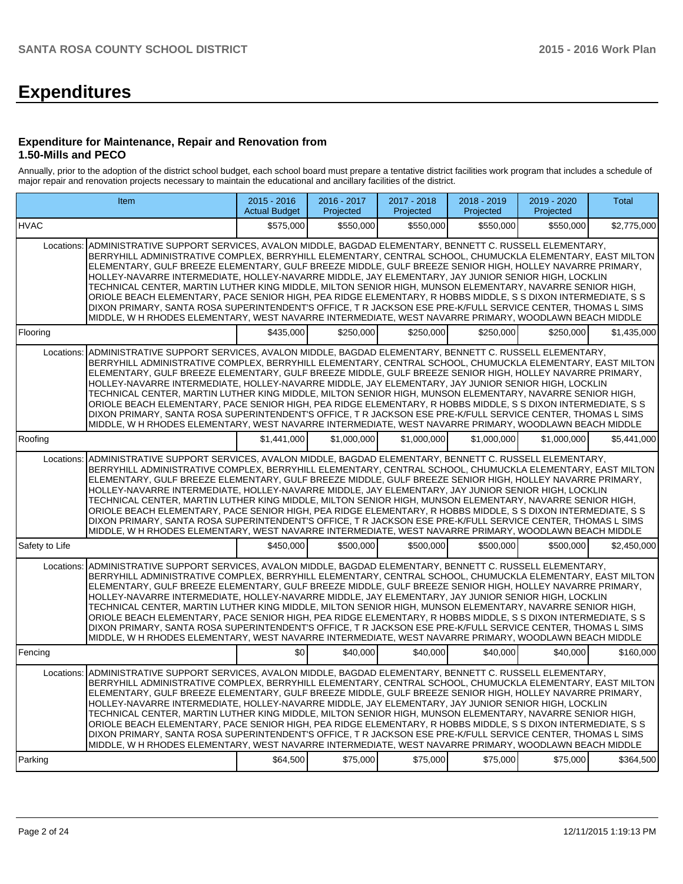# Expenditures

### Expenditure for Maintenance, Repair and Renovation from 1.50-Mills and PECO

Annually, prior to the adoption of the district school budget, each school board must prepare a tentative district facilities work program that includes a schedule of major repair and renovation projects necessary to maintain the educational and ancillary facilities of the district.

| Item | | 2015 - 2016 Actual Budget | 2016 - 2017 Projected | 2017 - 2018 Projected | 2018 - 2019 Projected | 2019 - 2020 Projected | Total |
|---|---|---|---|---|---|---|---|
| HVAC | | $575,000 | $550,000 | $550,000 | $550,000 | $550,000 | $2,775,000 |
| Locations: | ADMINISTRATIVE SUPPORT SERVICES, AVALON MIDDLE, BAGDAD ELEMENTARY, BENNETT C. RUSSELL ELEMENTARY, BERRYHILL ADMINISTRATIVE COMPLEX, BERRYHILL ELEMENTARY, CENTRAL SCHOOL, CHUMUCKLA ELEMENTARY, EAST MILTON ELEMENTARY, GULF BREEZE ELEMENTARY, GULF BREEZE MIDDLE, GULF BREEZE SENIOR HIGH, HOLLEY NAVARRE PRIMARY, HOLLEY-NAVARRE INTERMEDIATE, HOLLEY-NAVARRE MIDDLE, JAY ELEMENTARY, JAY JUNIOR SENIOR HIGH, LOCKLIN TECHNICAL CENTER, MARTIN LUTHER KING MIDDLE, MILTON SENIOR HIGH, MUNSON ELEMENTARY, NAVARRE SENIOR HIGH, ORIOLE BEACH ELEMENTARY, PACE SENIOR HIGH, PEA RIDGE ELEMENTARY, R HOBBS MIDDLE, S S DIXON INTERMEDIATE, S S DIXON PRIMARY, SANTA ROSA SUPERINTENDENT'S OFFICE, T R JACKSON ESE PRE-K/FULL SERVICE CENTER, THOMAS L SIMS MIDDLE, W H RHODES ELEMENTARY, WEST NAVARRE INTERMEDIATE, WEST NAVARRE PRIMARY, WOODLAWN BEACH MIDDLE | | | | | | |
| Flooring | | $435,000 | $250,000 | $250,000 | $250,000 | $250,000 | $1,435,000 |
| Locations: | ADMINISTRATIVE SUPPORT SERVICES, AVALON MIDDLE, BAGDAD ELEMENTARY, BENNETT C. RUSSELL ELEMENTARY, BERRYHILL ADMINISTRATIVE COMPLEX, BERRYHILL ELEMENTARY, CENTRAL SCHOOL, CHUMUCKLA ELEMENTARY, EAST MILTON ELEMENTARY, GULF BREEZE ELEMENTARY, GULF BREEZE MIDDLE, GULF BREEZE SENIOR HIGH, HOLLEY NAVARRE PRIMARY, HOLLEY-NAVARRE INTERMEDIATE, HOLLEY-NAVARRE MIDDLE, JAY ELEMENTARY, JAY JUNIOR SENIOR HIGH, LOCKLIN TECHNICAL CENTER, MARTIN LUTHER KING MIDDLE, MILTON SENIOR HIGH, MUNSON ELEMENTARY, NAVARRE SENIOR HIGH, ORIOLE BEACH ELEMENTARY, PACE SENIOR HIGH, PEA RIDGE ELEMENTARY, R HOBBS MIDDLE, S S DIXON INTERMEDIATE, S S DIXON PRIMARY, SANTA ROSA SUPERINTENDENT'S OFFICE, T R JACKSON ESE PRE-K/FULL SERVICE CENTER, THOMAS L SIMS MIDDLE, W H RHODES ELEMENTARY, WEST NAVARRE INTERMEDIATE, WEST NAVARRE PRIMARY, WOODLAWN BEACH MIDDLE | | | | | | |
| Roofing | | $1,441,000 | $1,000,000 | $1,000,000 | $1,000,000 | $1,000,000 | $5,441,000 |
| Locations: | ADMINISTRATIVE SUPPORT SERVICES, AVALON MIDDLE, BAGDAD ELEMENTARY, BENNETT C. RUSSELL ELEMENTARY, BERRYHILL ADMINISTRATIVE COMPLEX, BERRYHILL ELEMENTARY, CENTRAL SCHOOL, CHUMUCKLA ELEMENTARY, EAST MILTON ELEMENTARY, GULF BREEZE ELEMENTARY, GULF BREEZE MIDDLE, GULF BREEZE SENIOR HIGH, HOLLEY NAVARRE PRIMARY, HOLLEY-NAVARRE INTERMEDIATE, HOLLEY-NAVARRE MIDDLE, JAY ELEMENTARY, JAY JUNIOR SENIOR HIGH, LOCKLIN TECHNICAL CENTER, MARTIN LUTHER KING MIDDLE, MILTON SENIOR HIGH, MUNSON ELEMENTARY, NAVARRE SENIOR HIGH, ORIOLE BEACH ELEMENTARY, PACE SENIOR HIGH, PEA RIDGE ELEMENTARY, R HOBBS MIDDLE, S S DIXON INTERMEDIATE, S S DIXON PRIMARY, SANTA ROSA SUPERINTENDENT'S OFFICE, T R JACKSON ESE PRE-K/FULL SERVICE CENTER, THOMAS L SIMS MIDDLE, W H RHODES ELEMENTARY, WEST NAVARRE INTERMEDIATE, WEST NAVARRE PRIMARY, WOODLAWN BEACH MIDDLE | | | | | | |
| Safety to Life | | $450,000 | $500,000 | $500,000 | $500,000 | $500,000 | $2,450,000 |
| Locations: | ADMINISTRATIVE SUPPORT SERVICES, AVALON MIDDLE, BAGDAD ELEMENTARY, BENNETT C. RUSSELL ELEMENTARY, BERRYHILL ADMINISTRATIVE COMPLEX, BERRYHILL ELEMENTARY, CENTRAL SCHOOL, CHUMUCKLA ELEMENTARY, EAST MILTON ELEMENTARY, GULF BREEZE ELEMENTARY, GULF BREEZE MIDDLE, GULF BREEZE SENIOR HIGH, HOLLEY NAVARRE PRIMARY, HOLLEY-NAVARRE INTERMEDIATE, HOLLEY-NAVARRE MIDDLE, JAY ELEMENTARY, JAY JUNIOR SENIOR HIGH, LOCKLIN TECHNICAL CENTER, MARTIN LUTHER KING MIDDLE, MILTON SENIOR HIGH, MUNSON ELEMENTARY, NAVARRE SENIOR HIGH, ORIOLE BEACH ELEMENTARY, PACE SENIOR HIGH, PEA RIDGE ELEMENTARY, R HOBBS MIDDLE, S S DIXON INTERMEDIATE, S S DIXON PRIMARY, SANTA ROSA SUPERINTENDENT'S OFFICE, T R JACKSON ESE PRE-K/FULL SERVICE CENTER, THOMAS L SIMS MIDDLE, W H RHODES ELEMENTARY, WEST NAVARRE INTERMEDIATE, WEST NAVARRE PRIMARY, WOODLAWN BEACH MIDDLE | | | | | | |
| Fencing | | $0 | $40,000 | $40,000 | $40,000 | $40,000 | $160,000 |
| Locations: | ADMINISTRATIVE SUPPORT SERVICES, AVALON MIDDLE, BAGDAD ELEMENTARY, BENNETT C. RUSSELL ELEMENTARY, BERRYHILL ADMINISTRATIVE COMPLEX, BERRYHILL ELEMENTARY, CENTRAL SCHOOL, CHUMUCKLA ELEMENTARY, EAST MILTON ELEMENTARY, GULF BREEZE ELEMENTARY, GULF BREEZE MIDDLE, GULF BREEZE SENIOR HIGH, HOLLEY NAVARRE PRIMARY, HOLLEY-NAVARRE INTERMEDIATE, HOLLEY-NAVARRE MIDDLE, JAY ELEMENTARY, JAY JUNIOR SENIOR HIGH, LOCKLIN TECHNICAL CENTER, MARTIN LUTHER KING MIDDLE, MILTON SENIOR HIGH, MUNSON ELEMENTARY, NAVARRE SENIOR HIGH, ORIOLE BEACH ELEMENTARY, PACE SENIOR HIGH, PEA RIDGE ELEMENTARY, R HOBBS MIDDLE, S S DIXON INTERMEDIATE, S S DIXON PRIMARY, SANTA ROSA SUPERINTENDENT'S OFFICE, T R JACKSON ESE PRE-K/FULL SERVICE CENTER, THOMAS L SIMS MIDDLE, W H RHODES ELEMENTARY, WEST NAVARRE INTERMEDIATE, WEST NAVARRE PRIMARY, WOODLAWN BEACH MIDDLE | | | | | | |
| Parking | | $64,500 | $75,000 | $75,000 | $75,000 | $75,000 | $364,500 |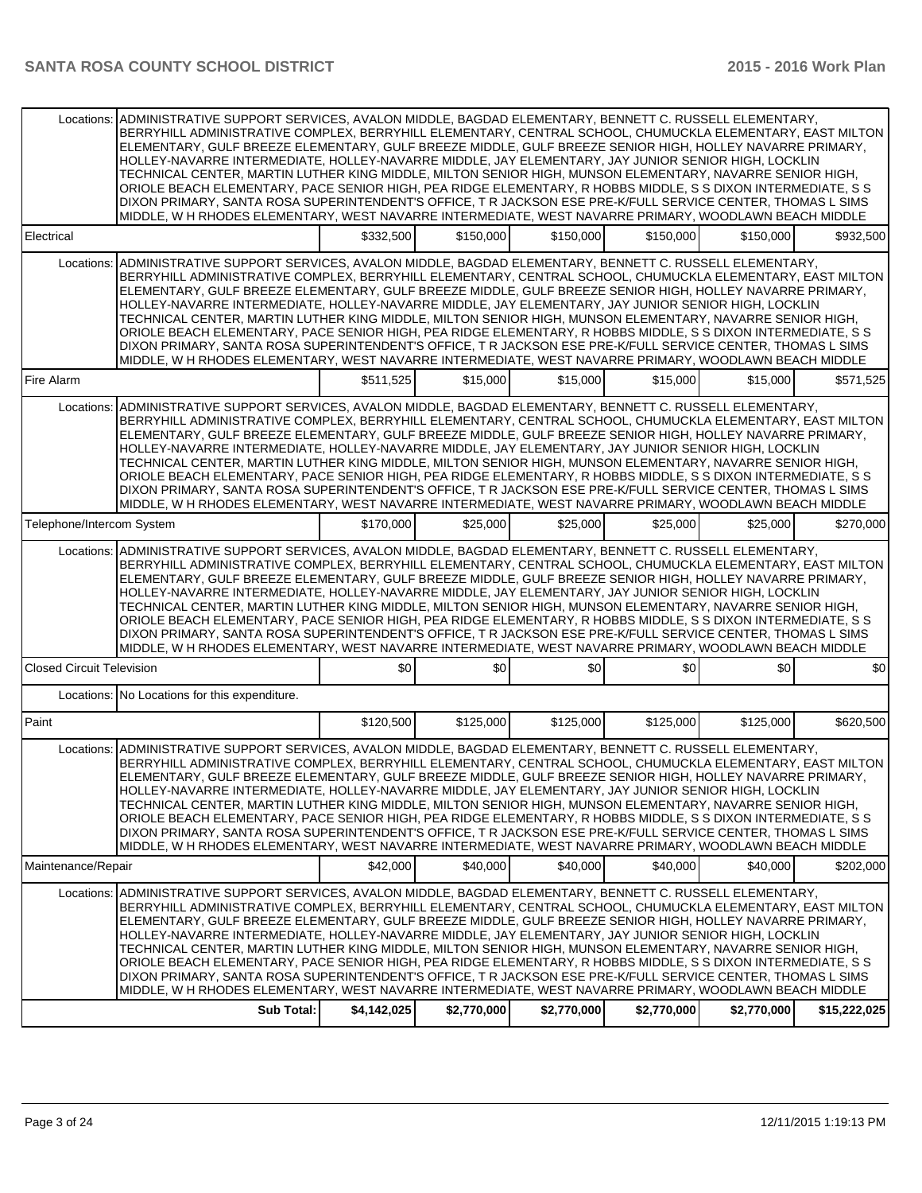| | | | | | | |
|---|---|---|---|---|---|---|
| Locations: | ADMINISTRATIVE SUPPORT SERVICES, AVALON MIDDLE, BAGDAD ELEMENTARY, BENNETT C. RUSSELL ELEMENTARY, BERRYHILL ADMINISTRATIVE COMPLEX, BERRYHILL ELEMENTARY, CENTRAL SCHOOL, CHUMUCKLA ELEMENTARY, EAST MILTON ELEMENTARY, GULF BREEZE ELEMENTARY, GULF BREEZE MIDDLE, GULF BREEZE SENIOR HIGH, HOLLEY NAVARRE PRIMARY, HOLLEY-NAVARRE INTERMEDIATE, HOLLEY-NAVARRE MIDDLE, JAY ELEMENTARY, JAY JUNIOR SENIOR HIGH, LOCKLIN TECHNICAL CENTER, MARTIN LUTHER KING MIDDLE, MILTON SENIOR HIGH, MUNSON ELEMENTARY, NAVARRE SENIOR HIGH, ORIOLE BEACH ELEMENTARY, PACE SENIOR HIGH, PEA RIDGE ELEMENTARY, R HOBBS MIDDLE, S S DIXON INTERMEDIATE, S S DIXON PRIMARY, SANTA ROSA SUPERINTENDENT'S OFFICE, T R JACKSON ESE PRE-K/FULL SERVICE CENTER, THOMAS L SIMS MIDDLE, W H RHODES ELEMENTARY, WEST NAVARRE INTERMEDIATE, WEST NAVARRE PRIMARY, WOODLAWN BEACH MIDDLE | | | | | |
| Electrical | | $332,500 | $150,000 | $150,000 | $150,000 | $150,000 | $932,500 |
| Locations: | ADMINISTRATIVE SUPPORT SERVICES, AVALON MIDDLE, BAGDAD ELEMENTARY, BENNETT C. RUSSELL ELEMENTARY, BERRYHILL ADMINISTRATIVE COMPLEX, BERRYHILL ELEMENTARY, CENTRAL SCHOOL, CHUMUCKLA ELEMENTARY, EAST MILTON ELEMENTARY, GULF BREEZE ELEMENTARY, GULF BREEZE MIDDLE, GULF BREEZE SENIOR HIGH, HOLLEY NAVARRE PRIMARY, HOLLEY-NAVARRE INTERMEDIATE, HOLLEY-NAVARRE MIDDLE, JAY ELEMENTARY, JAY JUNIOR SENIOR HIGH, LOCKLIN TECHNICAL CENTER, MARTIN LUTHER KING MIDDLE, MILTON SENIOR HIGH, MUNSON ELEMENTARY, NAVARRE SENIOR HIGH, ORIOLE BEACH ELEMENTARY, PACE SENIOR HIGH, PEA RIDGE ELEMENTARY, R HOBBS MIDDLE, S S DIXON INTERMEDIATE, S S DIXON PRIMARY, SANTA ROSA SUPERINTENDENT'S OFFICE, T R JACKSON ESE PRE-K/FULL SERVICE CENTER, THOMAS L SIMS MIDDLE, W H RHODES ELEMENTARY, WEST NAVARRE INTERMEDIATE, WEST NAVARRE PRIMARY, WOODLAWN BEACH MIDDLE | | | | | |
| Fire Alarm | | $511,525 | $15,000 | $15,000 | $15,000 | $15,000 | $571,525 |
| Locations: | ADMINISTRATIVE SUPPORT SERVICES, AVALON MIDDLE, BAGDAD ELEMENTARY, BENNETT C. RUSSELL ELEMENTARY, BERRYHILL ADMINISTRATIVE COMPLEX, BERRYHILL ELEMENTARY, CENTRAL SCHOOL, CHUMUCKLA ELEMENTARY, EAST MILTON ELEMENTARY, GULF BREEZE ELEMENTARY, GULF BREEZE MIDDLE, GULF BREEZE SENIOR HIGH, HOLLEY NAVARRE PRIMARY, HOLLEY-NAVARRE INTERMEDIATE, HOLLEY-NAVARRE MIDDLE, JAY ELEMENTARY, JAY JUNIOR SENIOR HIGH, LOCKLIN TECHNICAL CENTER, MARTIN LUTHER KING MIDDLE, MILTON SENIOR HIGH, MUNSON ELEMENTARY, NAVARRE SENIOR HIGH, ORIOLE BEACH ELEMENTARY, PACE SENIOR HIGH, PEA RIDGE ELEMENTARY, R HOBBS MIDDLE, S S DIXON INTERMEDIATE, S S DIXON PRIMARY, SANTA ROSA SUPERINTENDENT'S OFFICE, T R JACKSON ESE PRE-K/FULL SERVICE CENTER, THOMAS L SIMS MIDDLE, W H RHODES ELEMENTARY, WEST NAVARRE INTERMEDIATE, WEST NAVARRE PRIMARY, WOODLAWN BEACH MIDDLE | | | | | |
| Telephone/Intercom System | | $170,000 | $25,000 | $25,000 | $25,000 | $25,000 | $270,000 |
| Locations: | ADMINISTRATIVE SUPPORT SERVICES, AVALON MIDDLE, BAGDAD ELEMENTARY, BENNETT C. RUSSELL ELEMENTARY, BERRYHILL ADMINISTRATIVE COMPLEX, BERRYHILL ELEMENTARY, CENTRAL SCHOOL, CHUMUCKLA ELEMENTARY, EAST MILTON ELEMENTARY, GULF BREEZE ELEMENTARY, GULF BREEZE MIDDLE, GULF BREEZE SENIOR HIGH, HOLLEY NAVARRE PRIMARY, HOLLEY-NAVARRE INTERMEDIATE, HOLLEY-NAVARRE MIDDLE, JAY ELEMENTARY, JAY JUNIOR SENIOR HIGH, LOCKLIN TECHNICAL CENTER, MARTIN LUTHER KING MIDDLE, MILTON SENIOR HIGH, MUNSON ELEMENTARY, NAVARRE SENIOR HIGH, ORIOLE BEACH ELEMENTARY, PACE SENIOR HIGH, PEA RIDGE ELEMENTARY, R HOBBS MIDDLE, S S DIXON INTERMEDIATE, S S DIXON PRIMARY, SANTA ROSA SUPERINTENDENT'S OFFICE, T R JACKSON ESE PRE-K/FULL SERVICE CENTER, THOMAS L SIMS MIDDLE, W H RHODES ELEMENTARY, WEST NAVARRE INTERMEDIATE, WEST NAVARRE PRIMARY, WOODLAWN BEACH MIDDLE | | | | | |
| Closed Circuit Television | | $0 | $0 | $0 | $0 | $0 | $0 |
| Locations: | No Locations for this expenditure. | | | | | |
| Paint | | $120,500 | $125,000 | $125,000 | $125,000 | $125,000 | $620,500 |
| Locations: | ADMINISTRATIVE SUPPORT SERVICES, AVALON MIDDLE, BAGDAD ELEMENTARY, BENNETT C. RUSSELL ELEMENTARY, BERRYHILL ADMINISTRATIVE COMPLEX, BERRYHILL ELEMENTARY, CENTRAL SCHOOL, CHUMUCKLA ELEMENTARY, EAST MILTON ELEMENTARY, GULF BREEZE ELEMENTARY, GULF BREEZE MIDDLE, GULF BREEZE SENIOR HIGH, HOLLEY NAVARRE PRIMARY, HOLLEY-NAVARRE INTERMEDIATE, HOLLEY-NAVARRE MIDDLE, JAY ELEMENTARY, JAY JUNIOR SENIOR HIGH, LOCKLIN TECHNICAL CENTER, MARTIN LUTHER KING MIDDLE, MILTON SENIOR HIGH, MUNSON ELEMENTARY, NAVARRE SENIOR HIGH, ORIOLE BEACH ELEMENTARY, PACE SENIOR HIGH, PEA RIDGE ELEMENTARY, R HOBBS MIDDLE, S S DIXON INTERMEDIATE, S S DIXON PRIMARY, SANTA ROSA SUPERINTENDENT'S OFFICE, T R JACKSON ESE PRE-K/FULL SERVICE CENTER, THOMAS L SIMS MIDDLE, W H RHODES ELEMENTARY, WEST NAVARRE INTERMEDIATE, WEST NAVARRE PRIMARY, WOODLAWN BEACH MIDDLE | | | | | |
| Maintenance/Repair | | $42,000 | $40,000 | $40,000 | $40,000 | $40,000 | $202,000 |
| Locations: | ADMINISTRATIVE SUPPORT SERVICES, AVALON MIDDLE, BAGDAD ELEMENTARY, BENNETT C. RUSSELL ELEMENTARY, BERRYHILL ADMINISTRATIVE COMPLEX, BERRYHILL ELEMENTARY, CENTRAL SCHOOL, CHUMUCKLA ELEMENTARY, EAST MILTON ELEMENTARY, GULF BREEZE ELEMENTARY, GULF BREEZE MIDDLE, GULF BREEZE SENIOR HIGH, HOLLEY NAVARRE PRIMARY, HOLLEY-NAVARRE INTERMEDIATE, HOLLEY-NAVARRE MIDDLE, JAY ELEMENTARY, JAY JUNIOR SENIOR HIGH, LOCKLIN TECHNICAL CENTER, MARTIN LUTHER KING MIDDLE, MILTON SENIOR HIGH, MUNSON ELEMENTARY, NAVARRE SENIOR HIGH, ORIOLE BEACH ELEMENTARY, PACE SENIOR HIGH, PEA RIDGE ELEMENTARY, R HOBBS MIDDLE, S S DIXON INTERMEDIATE, S S DIXON PRIMARY, SANTA ROSA SUPERINTENDENT'S OFFICE, T R JACKSON ESE PRE-K/FULL SERVICE CENTER, THOMAS L SIMS MIDDLE, W H RHODES ELEMENTARY, WEST NAVARRE INTERMEDIATE, WEST NAVARRE PRIMARY, WOODLAWN BEACH MIDDLE | | | | | |
| | **Sub Total:** | **$4,142,025** | **$2,770,000** | **$2,770,000** | **$2,770,000** | **$2,770,000** | **$15,222,025** |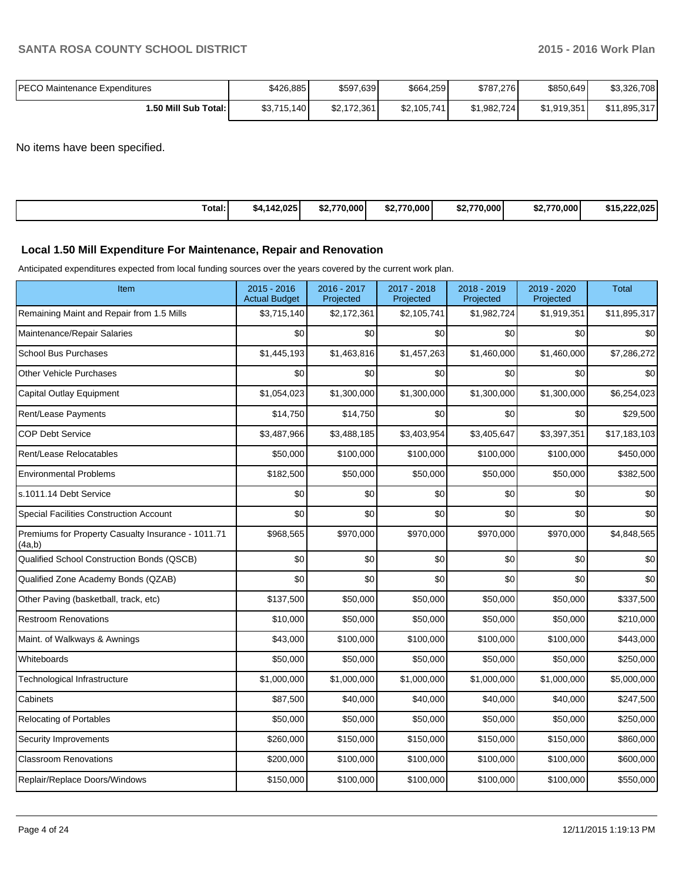| | | | | | | |
|---|---|---|---|---|---|---|
| PECO Maintenance Expenditures | $426,885 | $597,639 | $664,259 | $787,276 | $850,649 | $3,326,708 |
| **1.50 Mill Sub Total:** | $3,715,140 | $2,172,361 | $2,105,741 | $1,982,724 | $1,919,351 | $11,895,317 |

No items have been specified.

| | | | | | | |
|---|---|---|---|---|---|---|
| **Total:** | **$4,142,025** | **$2,770,000** | **$2,770,000** | **$2,770,000** | **$2,770,000** | **$15,222,025** |

## Local 1.50 Mill Expenditure For Maintenance, Repair and Renovation

Anticipated expenditures expected from local funding sources over the years covered by the current work plan.

| Item | 2015 - 2016 Actual Budget | 2016 - 2017 Projected | 2017 - 2018 Projected | 2018 - 2019 Projected | 2019 - 2020 Projected | Total |
|---|---|---|---|---|---|---|
| Remaining Maint and Repair from 1.5 Mills | $3,715,140 | $2,172,361 | $2,105,741 | $1,982,724 | $1,919,351 | $11,895,317 |
| Maintenance/Repair Salaries | $0 | $0 | $0 | $0 | $0 | $0 |
| School Bus Purchases | $1,445,193 | $1,463,816 | $1,457,263 | $1,460,000 | $1,460,000 | $7,286,272 |
| Other Vehicle Purchases | $0 | $0 | $0 | $0 | $0 | $0 |
| Capital Outlay Equipment | $1,054,023 | $1,300,000 | $1,300,000 | $1,300,000 | $1,300,000 | $6,254,023 |
| Rent/Lease Payments | $14,750 | $14,750 | $0 | $0 | $0 | $29,500 |
| COP Debt Service | $3,487,966 | $3,488,185 | $3,403,954 | $3,405,647 | $3,397,351 | $17,183,103 |
| Rent/Lease Relocatables | $50,000 | $100,000 | $100,000 | $100,000 | $100,000 | $450,000 |
| Environmental Problems | $182,500 | $50,000 | $50,000 | $50,000 | $50,000 | $382,500 |
| s.1011.14 Debt Service | $0 | $0 | $0 | $0 | $0 | $0 |
| Special Facilities Construction Account | $0 | $0 | $0 | $0 | $0 | $0 |
| Premiums for Property Casualty Insurance - 1011.71 (4a,b) | $968,565 | $970,000 | $970,000 | $970,000 | $970,000 | $4,848,565 |
| Qualified School Construction Bonds (QSCB) | $0 | $0 | $0 | $0 | $0 | $0 |
| Qualified Zone Academy Bonds (QZAB) | $0 | $0 | $0 | $0 | $0 | $0 |
| Other Paving (basketball, track, etc) | $137,500 | $50,000 | $50,000 | $50,000 | $50,000 | $337,500 |
| Restroom Renovations | $10,000 | $50,000 | $50,000 | $50,000 | $50,000 | $210,000 |
| Maint. of Walkways & Awnings | $43,000 | $100,000 | $100,000 | $100,000 | $100,000 | $443,000 |
| Whiteboards | $50,000 | $50,000 | $50,000 | $50,000 | $50,000 | $250,000 |
| Technological Infrastructure | $1,000,000 | $1,000,000 | $1,000,000 | $1,000,000 | $1,000,000 | $5,000,000 |
| Cabinets | $87,500 | $40,000 | $40,000 | $40,000 | $40,000 | $247,500 |
| Relocating of Portables | $50,000 | $50,000 | $50,000 | $50,000 | $50,000 | $250,000 |
| Security Improvements | $260,000 | $150,000 | $150,000 | $150,000 | $150,000 | $860,000 |
| Classroom Renovations | $200,000 | $100,000 | $100,000 | $100,000 | $100,000 | $600,000 |
| Replair/Replace Doors/Windows | $150,000 | $100,000 | $100,000 | $100,000 | $100,000 | $550,000 |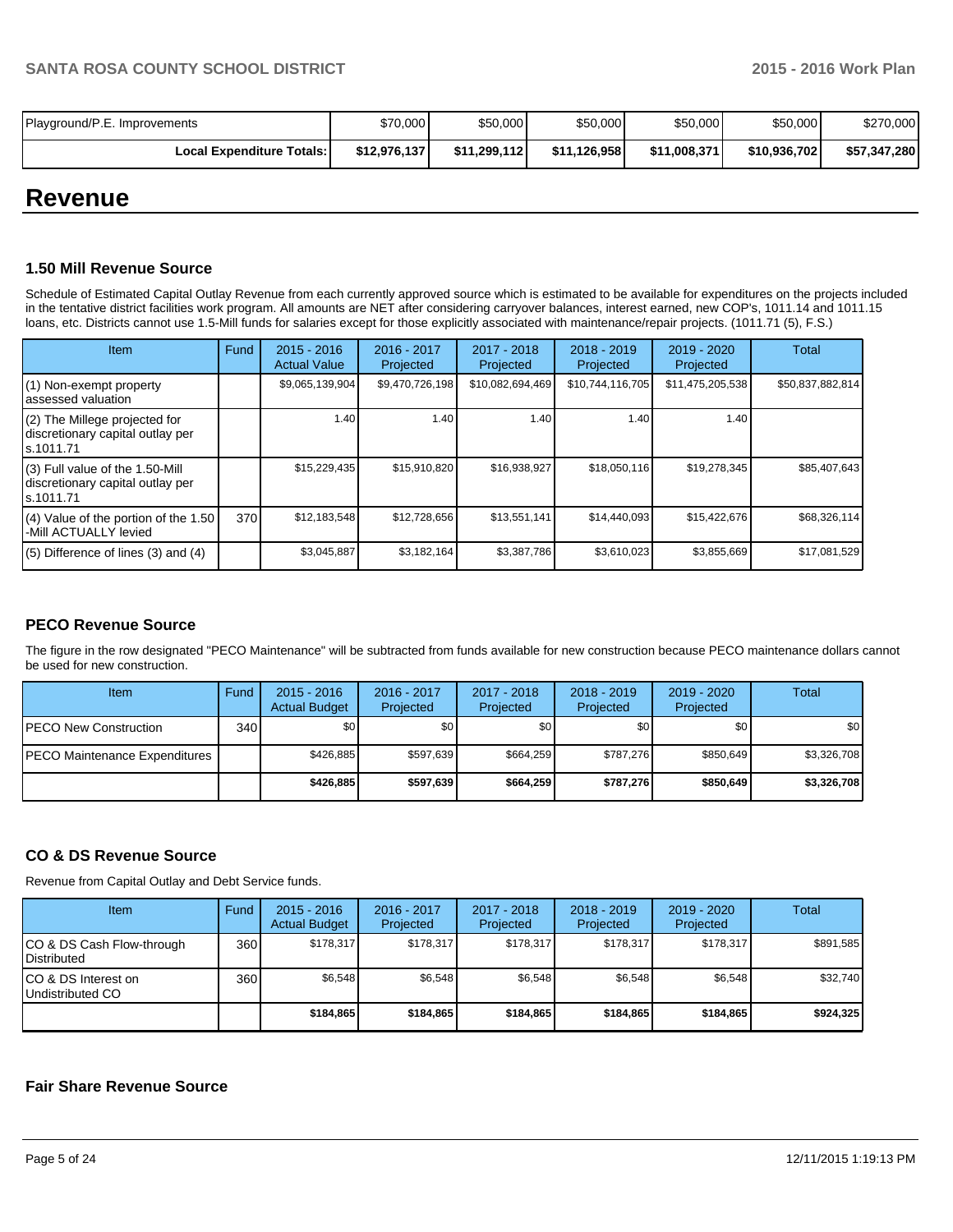| Playground/P.E. Improvements | $70,000 | $50,000 | $50,000 | $50,000 | $50,000 | $270,000 |
|---|---|---|---|---|---|---|
| **Local Expenditure Totals:** | **$12,976,137** | **$11,299,112** | **$11,126,958** | **$11,008,371** | **$10,936,702** | **$57,347,280** |

# Revenue

### 1.50 Mill Revenue Source

Schedule of Estimated Capital Outlay Revenue from each currently approved source which is estimated to be available for expenditures on the projects included in the tentative district facilities work program. All amounts are NET after considering carryover balances, interest earned, new COP's, 1011.14 and 1011.15 loans, etc. Districts cannot use 1.5-Mill funds for salaries except for those explicitly associated with maintenance/repair projects. (1011.71 (5), F.S.)

| Item | Fund | 2015 - 2016 Actual Value | 2016 - 2017 Projected | 2017 - 2018 Projected | 2018 - 2019 Projected | 2019 - 2020 Projected | Total |
|---|---|---|---|---|---|---|---|
| (1) Non-exempt property assessed valuation | | $9,065,139,904 | $9,470,726,198 | $10,082,694,469 | $10,744,116,705 | $11,475,205,538 | $50,837,882,814 |
| (2) The Millege projected for discretionary capital outlay per s.1011.71 | | 1.40 | 1.40 | 1.40 | 1.40 | 1.40 | |
| (3) Full value of the 1.50-Mill discretionary capital outlay per s.1011.71 | | $15,229,435 | $15,910,820 | $16,938,927 | $18,050,116 | $19,278,345 | $85,407,643 |
| (4) Value of the portion of the 1.50 -Mill ACTUALLY levied | 370 | $12,183,548 | $12,728,656 | $13,551,141 | $14,440,093 | $15,422,676 | $68,326,114 |
| (5) Difference of lines (3) and (4) | | $3,045,887 | $3,182,164 | $3,387,786 | $3,610,023 | $3,855,669 | $17,081,529 |

### PECO Revenue Source

The figure in the row designated "PECO Maintenance" will be subtracted from funds available for new construction because PECO maintenance dollars cannot be used for new construction.

| Item | Fund | 2015 - 2016 Actual Budget | 2016 - 2017 Projected | 2017 - 2018 Projected | 2018 - 2019 Projected | 2019 - 2020 Projected | Total |
|---|---|---|---|---|---|---|---|
| PECO New Construction | 340 | $0 | $0 | $0 | $0 | $0 | $0 |
| PECO Maintenance Expenditures | | $426,885 | $597,639 | $664,259 | $787,276 | $850,649 | $3,326,708 |
| | | **$426,885** | **$597,639** | **$664,259** | **$787,276** | **$850,649** | **$3,326,708** |

### CO & DS Revenue Source

Revenue from Capital Outlay and Debt Service funds.

| Item | Fund | 2015 - 2016 Actual Budget | 2016 - 2017 Projected | 2017 - 2018 Projected | 2018 - 2019 Projected | 2019 - 2020 Projected | Total |
|---|---|---|---|---|---|---|---|
| CO & DS Cash Flow-through Distributed | 360 | $178,317 | $178,317 | $178,317 | $178,317 | $178,317 | $891,585 |
| CO & DS Interest on Undistributed CO | 360 | $6,548 | $6,548 | $6,548 | $6,548 | $6,548 | $32,740 |
| | | **$184,865** | **$184,865** | **$184,865** | **$184,865** | **$184,865** | **$924,325** |

### Fair Share Revenue Source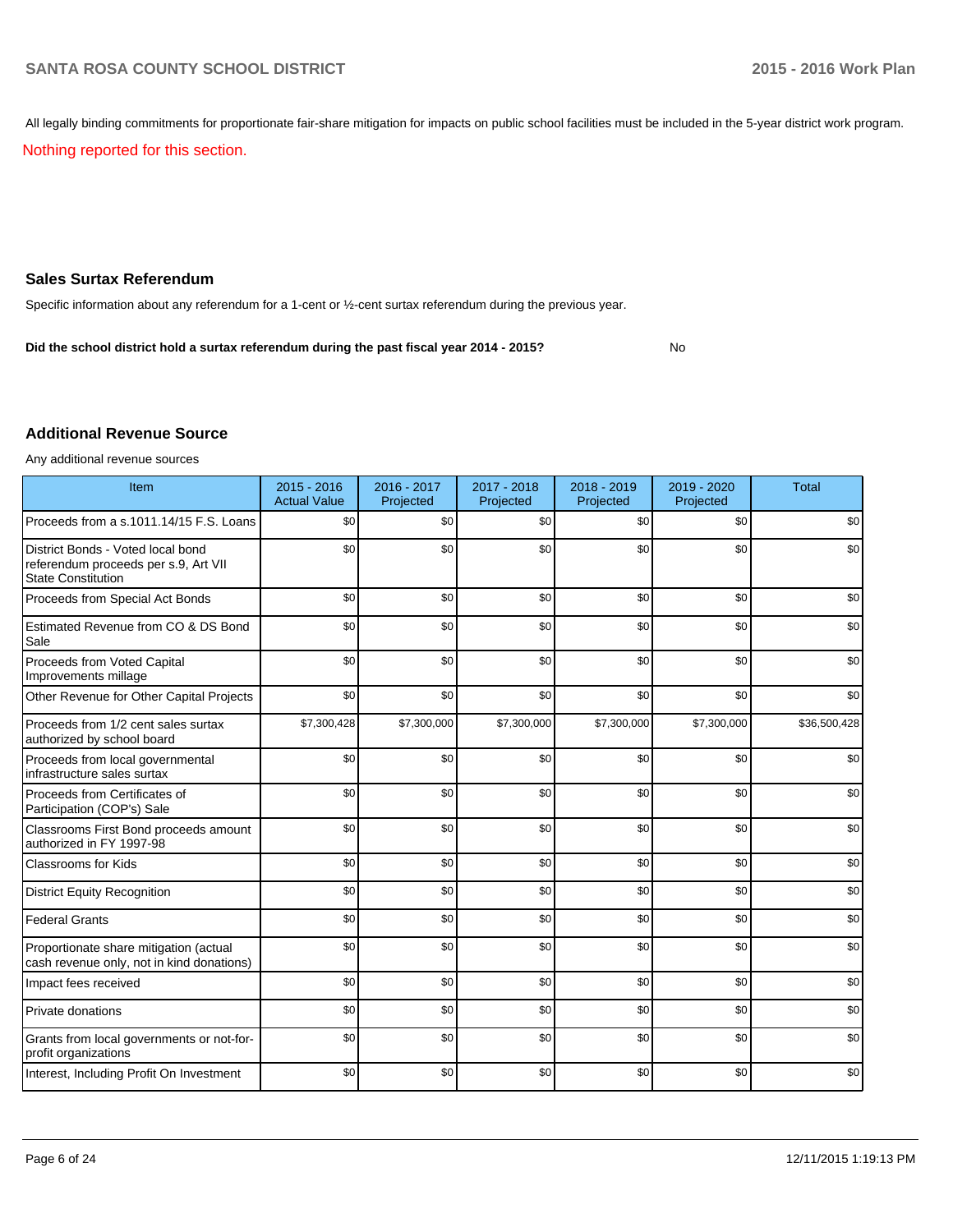All legally binding commitments for proportionate fair-share mitigation for impacts on public school facilities must be included in the 5-year district work program.

Nothing reported for this section.

## Sales Surtax Referendum

Specific information about any referendum for a 1-cent or ½-cent surtax referendum during the previous year.

**Did the school district hold a surtax referendum during the past fiscal year 2014 - 2015?** No

## Additional Revenue Source

Any additional revenue sources

| Item | 2015 - 2016 Actual Value | 2016 - 2017 Projected | 2017 - 2018 Projected | 2018 - 2019 Projected | 2019 - 2020 Projected | Total |
|---|---|---|---|---|---|---|
| Proceeds from a s.1011.14/15 F.S. Loans | $0 | $0 | $0 | $0 | $0 | $0 |
| District Bonds - Voted local bond referendum proceeds per s.9, Art VII State Constitution | $0 | $0 | $0 | $0 | $0 | $0 |
| Proceeds from Special Act Bonds | $0 | $0 | $0 | $0 | $0 | $0 |
| Estimated Revenue from CO & DS Bond Sale | $0 | $0 | $0 | $0 | $0 | $0 |
| Proceeds from Voted Capital Improvements millage | $0 | $0 | $0 | $0 | $0 | $0 |
| Other Revenue for Other Capital Projects | $0 | $0 | $0 | $0 | $0 | $0 |
| Proceeds from 1/2 cent sales surtax authorized by school board | $7,300,428 | $7,300,000 | $7,300,000 | $7,300,000 | $7,300,000 | $36,500,428 |
| Proceeds from local governmental infrastructure sales surtax | $0 | $0 | $0 | $0 | $0 | $0 |
| Proceeds from Certificates of Participation (COP's) Sale | $0 | $0 | $0 | $0 | $0 | $0 |
| Classrooms First Bond proceeds amount authorized in FY 1997-98 | $0 | $0 | $0 | $0 | $0 | $0 |
| Classrooms for Kids | $0 | $0 | $0 | $0 | $0 | $0 |
| District Equity Recognition | $0 | $0 | $0 | $0 | $0 | $0 |
| Federal Grants | $0 | $0 | $0 | $0 | $0 | $0 |
| Proportionate share mitigation (actual cash revenue only, not in kind donations) | $0 | $0 | $0 | $0 | $0 | $0 |
| Impact fees received | $0 | $0 | $0 | $0 | $0 | $0 |
| Private donations | $0 | $0 | $0 | $0 | $0 | $0 |
| Grants from local governments or not-for-profit organizations | $0 | $0 | $0 | $0 | $0 | $0 |
| Interest, Including Profit On Investment | $0 | $0 | $0 | $0 | $0 | $0 |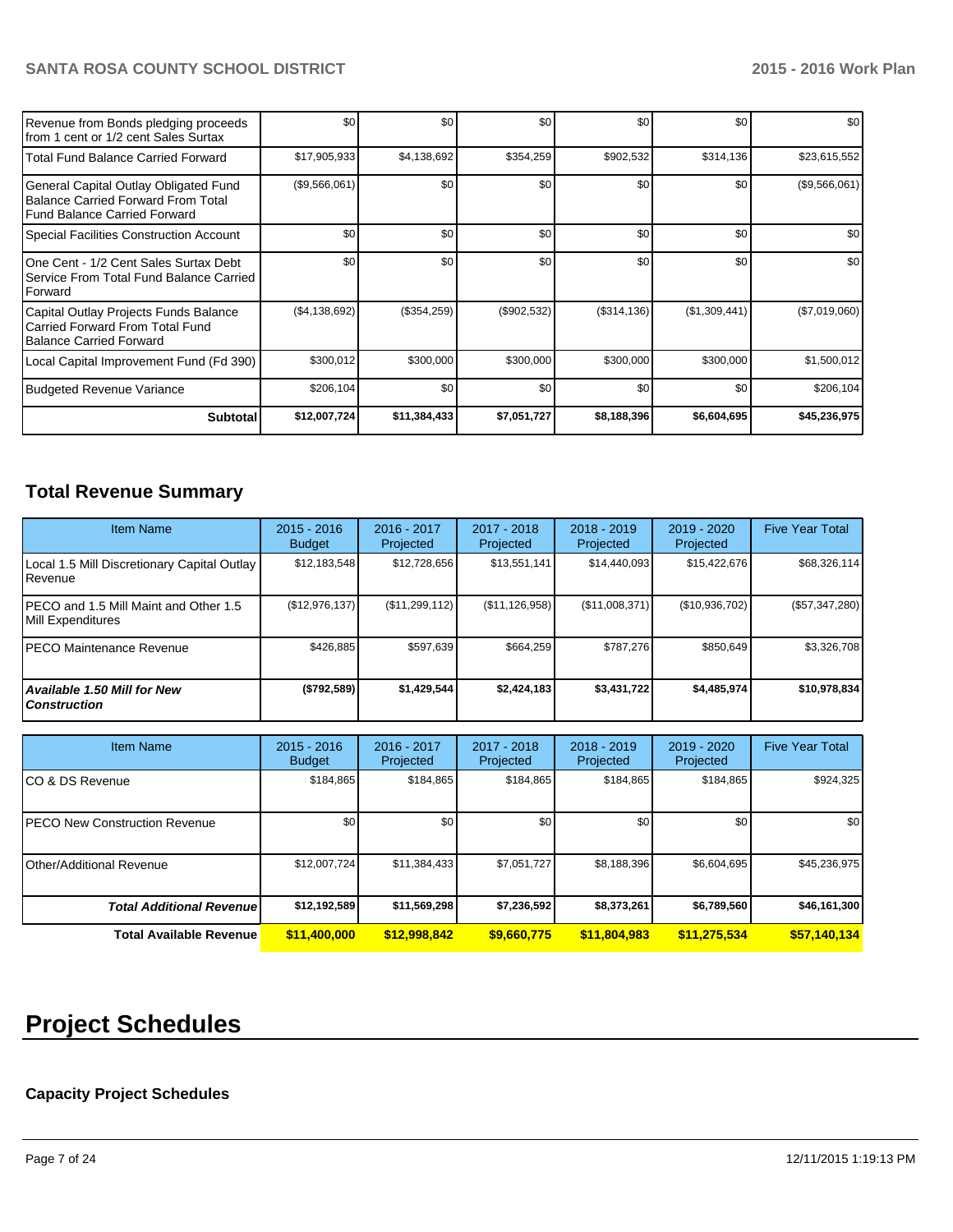| | | | | | | |
|---|---|---|---|---|---|---|
| Revenue from Bonds pledging proceeds from 1 cent or 1/2 cent Sales Surtax | $0 | $0 | $0 | $0 | $0 | $0 |
| Total Fund Balance Carried Forward | $17,905,933 | $4,138,692 | $354,259 | $902,532 | $314,136 | $23,615,552 |
| General Capital Outlay Obligated Fund Balance Carried Forward From Total Fund Balance Carried Forward | ($9,566,061) | $0 | $0 | $0 | $0 | ($9,566,061) |
| Special Facilities Construction Account | $0 | $0 | $0 | $0 | $0 | $0 |
| One Cent - 1/2 Cent Sales Surtax Debt Service From Total Fund Balance Carried Forward | $0 | $0 | $0 | $0 | $0 | $0 |
| Capital Outlay Projects Funds Balance Carried Forward From Total Fund Balance Carried Forward | ($4,138,692) | ($354,259) | ($902,532) | ($314,136) | ($1,309,441) | ($7,019,060) |
| Local Capital Improvement Fund (Fd 390) | $300,012 | $300,000 | $300,000 | $300,000 | $300,000 | $1,500,012 |
| Budgeted Revenue Variance | $206,104 | $0 | $0 | $0 | $0 | $206,104 |
| **Subtotal** | **$12,007,724** | **$11,384,433** | **$7,051,727** | **$8,188,396** | **$6,604,695** | **$45,236,975** |

## Total Revenue Summary

| Item Name | 2015 - 2016 Budget | 2016 - 2017 Projected | 2017 - 2018 Projected | 2018 - 2019 Projected | 2019 - 2020 Projected | Five Year Total |
|---|---|---|---|---|---|---|
| Local 1.5 Mill Discretionary Capital Outlay Revenue | $12,183,548 | $12,728,656 | $13,551,141 | $14,440,093 | $15,422,676 | $68,326,114 |
| PECO and 1.5 Mill Maint and Other 1.5 Mill Expenditures | ($12,976,137) | ($11,299,112) | ($11,126,958) | ($11,008,371) | ($10,936,702) | ($57,347,280) |
| PECO Maintenance Revenue | $426,885 | $597,639 | $664,259 | $787,276 | $850,649 | $3,326,708 |
| ***Available 1.50 Mill for New Construction*** | **($792,589)** | **$1,429,544** | **$2,424,183** | **$3,431,722** | **$4,485,974** | **$10,978,834** |

| Item Name | 2015 - 2016 Budget | 2016 - 2017 Projected | 2017 - 2018 Projected | 2018 - 2019 Projected | 2019 - 2020 Projected | Five Year Total |
|---|---|---|---|---|---|---|
| CO & DS Revenue | $184,865 | $184,865 | $184,865 | $184,865 | $184,865 | $924,325 |
| PECO New Construction Revenue | $0 | $0 | $0 | $0 | $0 | $0 |
| Other/Additional Revenue | $12,007,724 | $11,384,433 | $7,051,727 | $8,188,396 | $6,604,695 | $45,236,975 |
| ***Total Additional Revenue*** | **$12,192,589** | **$11,569,298** | **$7,236,592** | **$8,373,261** | **$6,789,560** | **$46,161,300** |
| **Total Available Revenue** | **$11,400,000** | **$12,998,842** | **$9,660,775** | **$11,804,983** | **$11,275,534** | **$57,140,134** |

# Project Schedules

### Capacity Project Schedules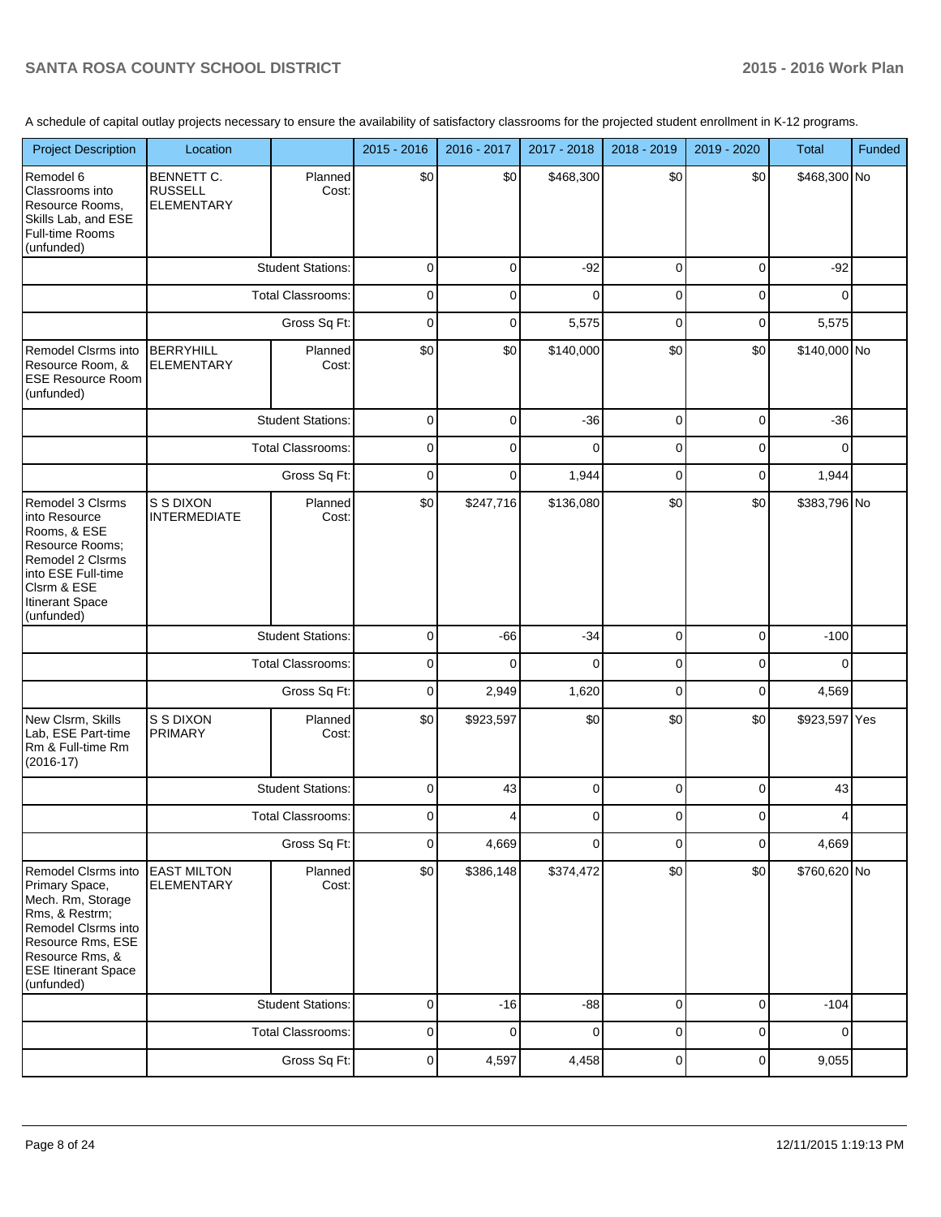A schedule of capital outlay projects necessary to ensure the availability of satisfactory classrooms for the projected student enrollment in K-12 programs.

| Project Description | Location | | 2015 - 2016 | 2016 - 2017 | 2017 - 2018 | 2018 - 2019 | 2019 - 2020 | Total | Funded |
|---|---|---|---|---|---|---|---|---|---|
| Remodel 6 Classrooms into Resource Rooms, Skills Lab, and ESE Full-time Rooms (unfunded) | BENNETT C. RUSSELL ELEMENTARY | Planned Cost: | $0 | $0 | $468,300 | $0 | $0 | $468,300 | No |
| | | Student Stations: | 0 | 0 | -92 | 0 | 0 | -92 | |
| | | Total Classrooms: | 0 | 0 | 0 | 0 | 0 | 0 | |
| | | Gross Sq Ft: | 0 | 0 | 5,575 | 0 | 0 | 5,575 | |
| Remodel Clsrms into Resource Room, & ESE Resource Room (unfunded) | BERRYHILL ELEMENTARY | Planned Cost: | $0 | $0 | $140,000 | $0 | $0 | $140,000 | No |
| | | Student Stations: | 0 | 0 | -36 | 0 | 0 | -36 | |
| | | Total Classrooms: | 0 | 0 | 0 | 0 | 0 | 0 | |
| | | Gross Sq Ft: | 0 | 0 | 1,944 | 0 | 0 | 1,944 | |
| Remodel 3 Clsrms into Resource Rooms, & ESE Resource Rooms; Remodel 2 Clsrms into ESE Full-time Clsrm & ESE Itinerant Space (unfunded) | S S DIXON INTERMEDIATE | Planned Cost: | $0 | $247,716 | $136,080 | $0 | $0 | $383,796 | No |
| | | Student Stations: | 0 | -66 | -34 | 0 | 0 | -100 | |
| | | Total Classrooms: | 0 | 0 | 0 | 0 | 0 | 0 | |
| | | Gross Sq Ft: | 0 | 2,949 | 1,620 | 0 | 0 | 4,569 | |
| New Clsrm, Skills Lab, ESE Part-time Rm & Full-time Rm (2016-17) | S S DIXON PRIMARY | Planned Cost: | $0 | $923,597 | $0 | $0 | $0 | $923,597 | Yes |
| | | Student Stations: | 0 | 43 | 0 | 0 | 0 | 43 | |
| | | Total Classrooms: | 0 | 4 | 0 | 0 | 0 | 4 | |
| | | Gross Sq Ft: | 0 | 4,669 | 0 | 0 | 0 | 4,669 | |
| Remodel Clsrms into Primary Space, Mech. Rm, Storage Rms, & Restrm; Remodel Clsrms into Resource Rms, ESE Resource Rms, & ESE Itinerant Space (unfunded) | EAST MILTON ELEMENTARY | Planned Cost: | $0 | $386,148 | $374,472 | $0 | $0 | $760,620 | No |
| | | Student Stations: | 0 | -16 | -88 | 0 | 0 | -104 | |
| | | Total Classrooms: | 0 | 0 | 0 | 0 | 0 | 0 | |
| | | Gross Sq Ft: | 0 | 4,597 | 4,458 | 0 | 0 | 9,055 | |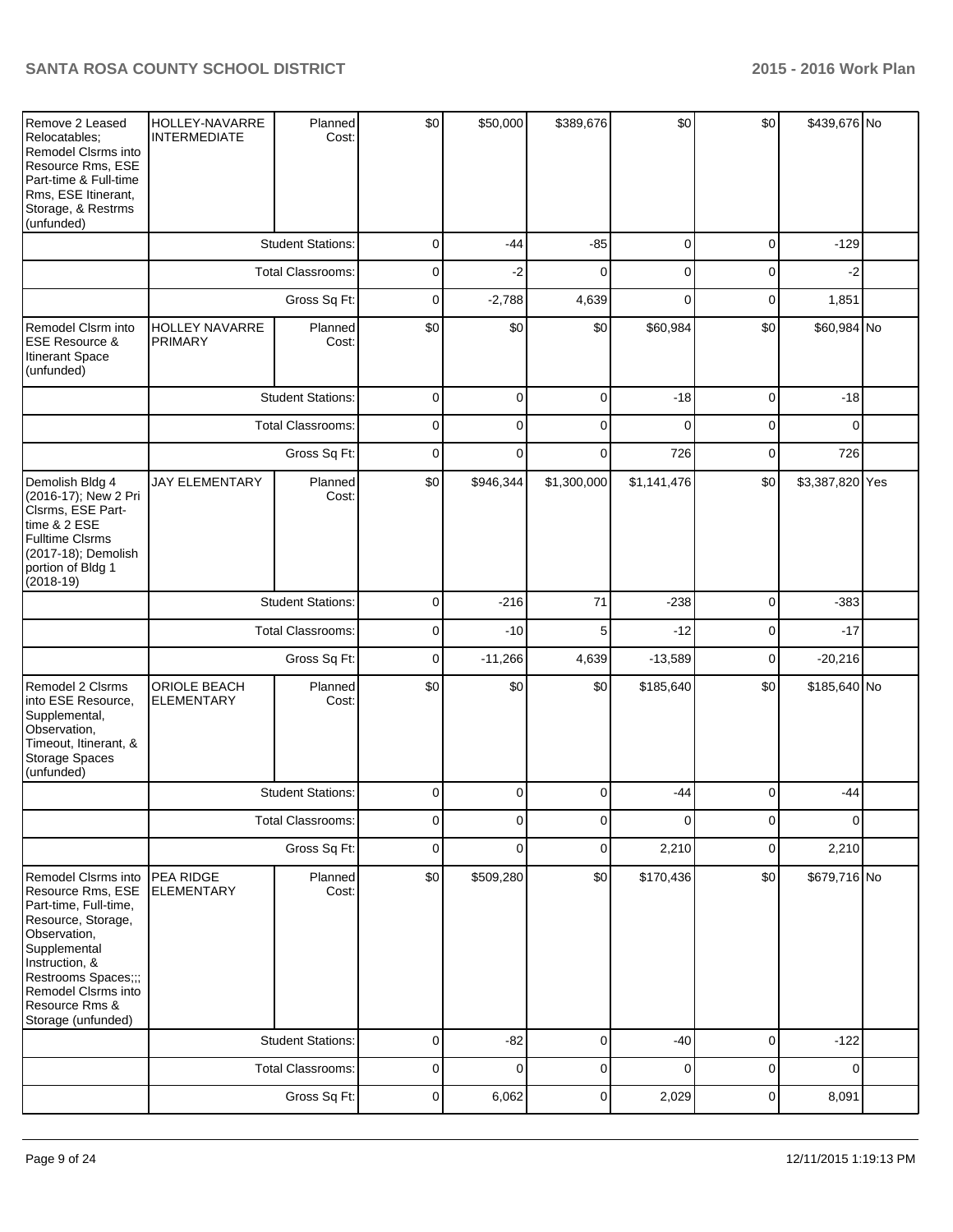| Remove 2 Leased Relocatables; Remodel Clsrms into Resource Rms, ESE Part-time & Full-time Rms, ESE Itinerant, Storage, & Restrms (unfunded) | HOLLEY-NAVARRE INTERMEDIATE | Planned Cost: | $0 | $50,000 | $389,676 | $0 | $0 | $439,676 | No |
|---|---|---|---|---|---|---|---|---|---|
| | | Student Stations: | 0 | -44 | -85 | 0 | 0 | -129 | |
| | | Total Classrooms: | 0 | -2 | 0 | 0 | 0 | -2 | |
| | | Gross Sq Ft: | 0 | -2,788 | 4,639 | 0 | 0 | 1,851 | |
| Remodel Clsrm into ESE Resource & Itinerant Space (unfunded) | HOLLEY NAVARRE PRIMARY | Planned Cost: | $0 | $0 | $0 | $60,984 | $0 | $60,984 | No |
| | | Student Stations: | 0 | 0 | 0 | -18 | 0 | -18 | |
| | | Total Classrooms: | 0 | 0 | 0 | 0 | 0 | 0 | |
| | | Gross Sq Ft: | 0 | 0 | 0 | 726 | 0 | 726 | |
| Demolish Bldg 4 (2016-17); New 2 Pri Clsrms, ESE Part-time & 2 ESE Fulltime Clsrms (2017-18); Demolish portion of Bldg 1 (2018-19) | JAY ELEMENTARY | Planned Cost: | $0 | $946,344 | $1,300,000 | $1,141,476 | $0 | $3,387,820 | Yes |
| | | Student Stations: | 0 | -216 | 71 | -238 | 0 | -383 | |
| | | Total Classrooms: | 0 | -10 | 5 | -12 | 0 | -17 | |
| | | Gross Sq Ft: | 0 | -11,266 | 4,639 | -13,589 | 0 | -20,216 | |
| Remodel 2 Clsrms into ESE Resource, Supplemental, Observation, Timeout, Itinerant, & Storage Spaces (unfunded) | ORIOLE BEACH ELEMENTARY | Planned Cost: | $0 | $0 | $0 | $185,640 | $0 | $185,640 | No |
| | | Student Stations: | 0 | 0 | 0 | -44 | 0 | -44 | |
| | | Total Classrooms: | 0 | 0 | 0 | 0 | 0 | 0 | |
| | | Gross Sq Ft: | 0 | 0 | 0 | 2,210 | 0 | 2,210 | |
| Remodel Clsrms into Resource Rms, ESE Part-time, Full-time, Resource, Storage, Observation, Supplemental Instruction, & Restrooms Spaces;;; Remodel Clsrms into Resource Rms & Storage (unfunded) | PEA RIDGE ELEMENTARY | Planned Cost: | $0 | $509,280 | $0 | $170,436 | $0 | $679,716 | No |
| | | Student Stations: | 0 | -82 | 0 | -40 | 0 | -122 | |
| | | Total Classrooms: | 0 | 0 | 0 | 0 | 0 | 0 | |
| | | Gross Sq Ft: | 0 | 6,062 | 0 | 2,029 | 0 | 8,091 | |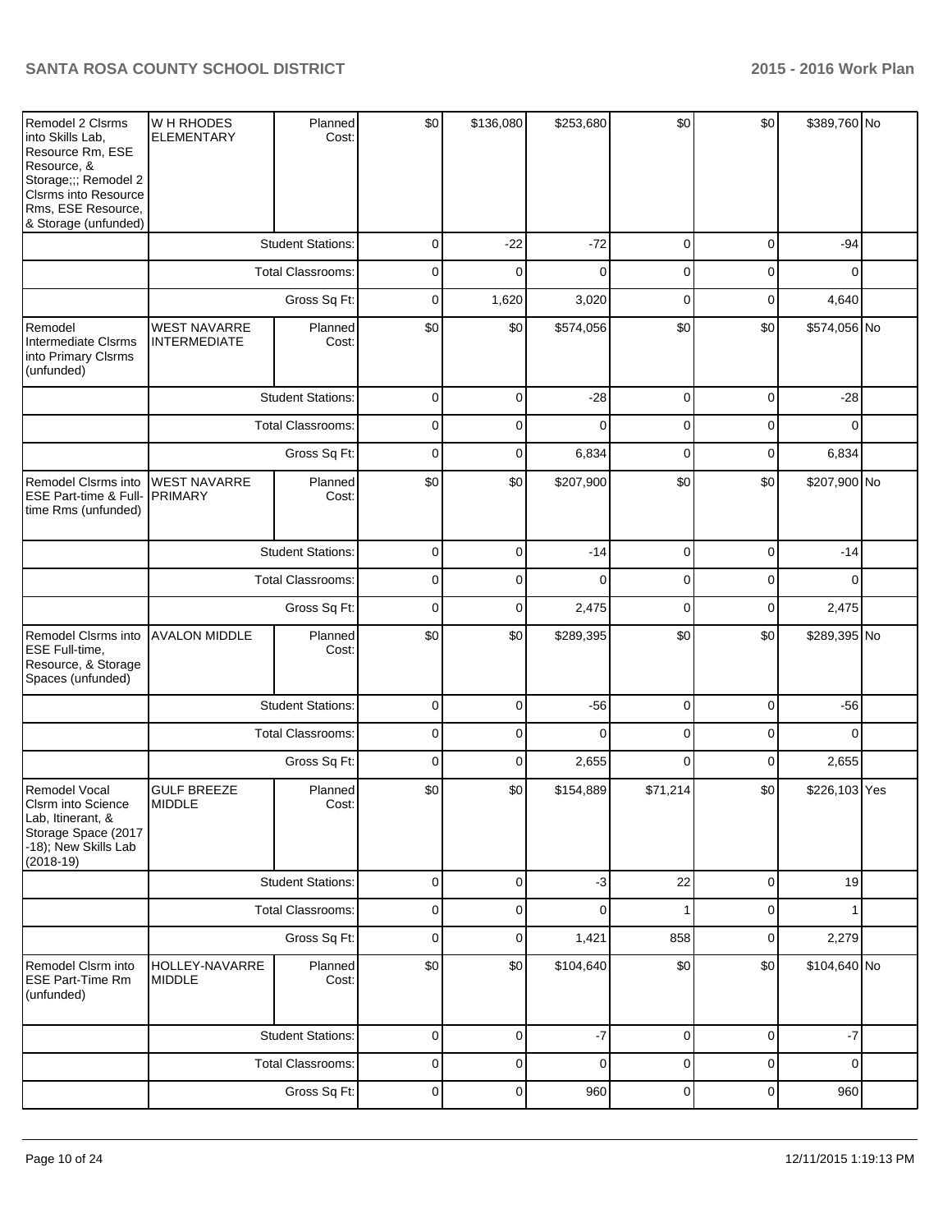| Remodel 2 Clsrms into Skills Lab, Resource Rm, ESE Resource, & Storage;;; Remodel 2 Clsrms into Resource Rms, ESE Resource, & Storage (unfunded) | W H RHODES ELEMENTARY | Planned Cost: | $0 | $136,080 | $253,680 | $0 | $0 | $389,760 | No |
|---|---|---|---|---|---|---|---|---|---|
| | | Student Stations: | 0 | -22 | -72 | 0 | 0 | -94 | |
| | | Total Classrooms: | 0 | 0 | 0 | 0 | 0 | 0 | |
| | | Gross Sq Ft: | 0 | 1,620 | 3,020 | 0 | 0 | 4,640 | |
| Remodel Intermediate Clsrms into Primary Clsrms (unfunded) | WEST NAVARRE INTERMEDIATE | Planned Cost: | $0 | $0 | $574,056 | $0 | $0 | $574,056 | No |
| | | Student Stations: | 0 | 0 | -28 | 0 | 0 | -28 | |
| | | Total Classrooms: | 0 | 0 | 0 | 0 | 0 | 0 | |
| | | Gross Sq Ft: | 0 | 0 | 6,834 | 0 | 0 | 6,834 | |
| Remodel Clsrms into ESE Part-time & Full-time Rms (unfunded) | WEST NAVARRE PRIMARY | Planned Cost: | $0 | $0 | $207,900 | $0 | $0 | $207,900 | No |
| | | Student Stations: | 0 | 0 | -14 | 0 | 0 | -14 | |
| | | Total Classrooms: | 0 | 0 | 0 | 0 | 0 | 0 | |
| | | Gross Sq Ft: | 0 | 0 | 2,475 | 0 | 0 | 2,475 | |
| Remodel Clsrms into ESE Full-time, Resource, & Storage Spaces (unfunded) | AVALON MIDDLE | Planned Cost: | $0 | $0 | $289,395 | $0 | $0 | $289,395 | No |
| | | Student Stations: | 0 | 0 | -56 | 0 | 0 | -56 | |
| | | Total Classrooms: | 0 | 0 | 0 | 0 | 0 | 0 | |
| | | Gross Sq Ft: | 0 | 0 | 2,655 | 0 | 0 | 2,655 | |
| Remodel Vocal Clsrm into Science Lab, Itinerant, & Storage Space (2017-18); New Skills Lab (2018-19) | GULF BREEZE MIDDLE | Planned Cost: | $0 | $0 | $154,889 | $71,214 | $0 | $226,103 | Yes |
| | | Student Stations: | 0 | 0 | -3 | 22 | 0 | 19 | |
| | | Total Classrooms: | 0 | 0 | 0 | 1 | 0 | 1 | |
| | | Gross Sq Ft: | 0 | 0 | 1,421 | 858 | 0 | 2,279 | |
| Remodel Clsrm into ESE Part-Time Rm (unfunded) | HOLLEY-NAVARRE MIDDLE | Planned Cost: | $0 | $0 | $104,640 | $0 | $0 | $104,640 | No |
| | | Student Stations: | 0 | 0 | -7 | 0 | 0 | -7 | |
| | | Total Classrooms: | 0 | 0 | 0 | 0 | 0 | 0 | |
| | | Gross Sq Ft: | 0 | 0 | 960 | 0 | 0 | 960 | |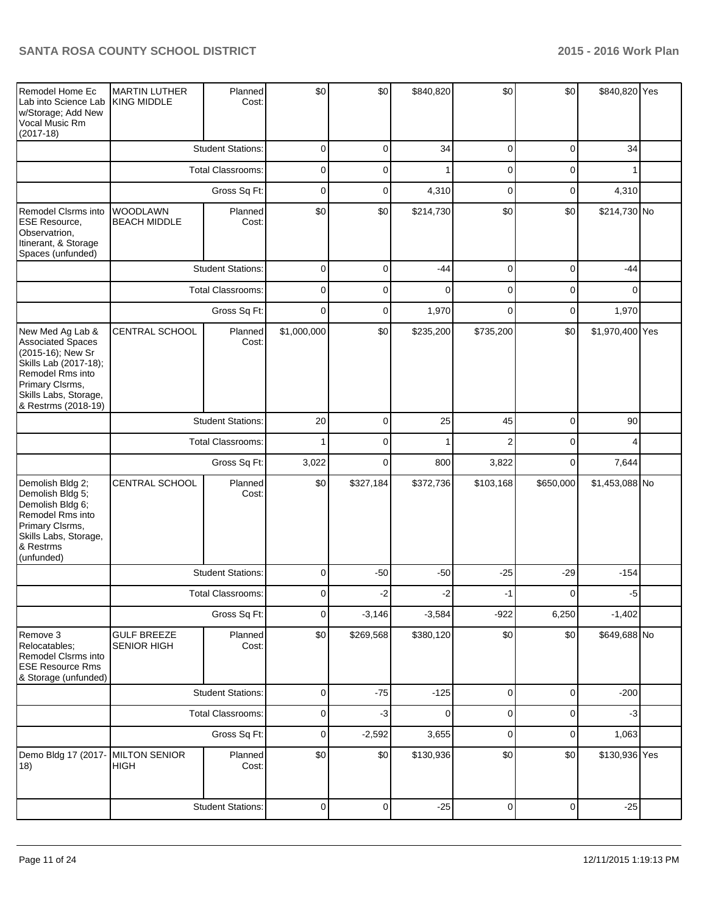| | | | | | | | | | |
|---|---|---|---|---|---|---|---|---|---|
| Remodel Home Ec Lab into Science Lab w/Storage; Add New Vocal Music Rm (2017-18) | MARTIN LUTHER KING MIDDLE | Planned Cost: | $0 | $0 | $840,820 | $0 | $0 | $840,820 | Yes |
| | | Student Stations: | 0 | 0 | 34 | 0 | 0 | 34 | |
| | | Total Classrooms: | 0 | 0 | 1 | 0 | 0 | 1 | |
| | | Gross Sq Ft: | 0 | 0 | 4,310 | 0 | 0 | 4,310 | |
| Remodel Clsrms into ESE Resource, Observatrion, Itinerant, & Storage Spaces (unfunded) | WOODLAWN BEACH MIDDLE | Planned Cost: | $0 | $0 | $214,730 | $0 | $0 | $214,730 | No |
| | | Student Stations: | 0 | 0 | -44 | 0 | 0 | -44 | |
| | | Total Classrooms: | 0 | 0 | 0 | 0 | 0 | 0 | |
| | | Gross Sq Ft: | 0 | 0 | 1,970 | 0 | 0 | 1,970 | |
| New Med Ag Lab & Associated Spaces (2015-16); New Sr Skills Lab (2017-18); Remodel Rms into Primary Clsrms, Skills Labs, Storage, & Restrms (2018-19) | CENTRAL SCHOOL | Planned Cost: | $1,000,000 | $0 | $235,200 | $735,200 | $0 | $1,970,400 | Yes |
| | | Student Stations: | 20 | 0 | 25 | 45 | 0 | 90 | |
| | | Total Classrooms: | 1 | 0 | 1 | 2 | 0 | 4 | |
| | | Gross Sq Ft: | 3,022 | 0 | 800 | 3,822 | 0 | 7,644 | |
| Demolish Bldg 2; Demolish Bldg 5; Demolish Bldg 6; Remodel Rms into Primary Clsrms, Skills Labs, Storage, & Restrms (unfunded) | CENTRAL SCHOOL | Planned Cost: | $0 | $327,184 | $372,736 | $103,168 | $650,000 | $1,453,088 | No |
| | | Student Stations: | 0 | -50 | -50 | -25 | -29 | -154 | |
| | | Total Classrooms: | 0 | -2 | -2 | -1 | 0 | -5 | |
| | | Gross Sq Ft: | 0 | -3,146 | -3,584 | -922 | 6,250 | -1,402 | |
| Remove 3 Relocatables; Remodel Clsrms into ESE Resource Rms & Storage (unfunded) | GULF BREEZE SENIOR HIGH | Planned Cost: | $0 | $269,568 | $380,120 | $0 | $0 | $649,688 | No |
| | | Student Stations: | 0 | -75 | -125 | 0 | 0 | -200 | |
| | | Total Classrooms: | 0 | -3 | 0 | 0 | 0 | -3 | |
| | | Gross Sq Ft: | 0 | -2,592 | 3,655 | 0 | 0 | 1,063 | |
| Demo Bldg 17 (2017-18) | MILTON SENIOR HIGH | Planned Cost: | $0 | $0 | $130,936 | $0 | $0 | $130,936 | Yes |
| | | Student Stations: | 0 | 0 | -25 | 0 | 0 | -25 | |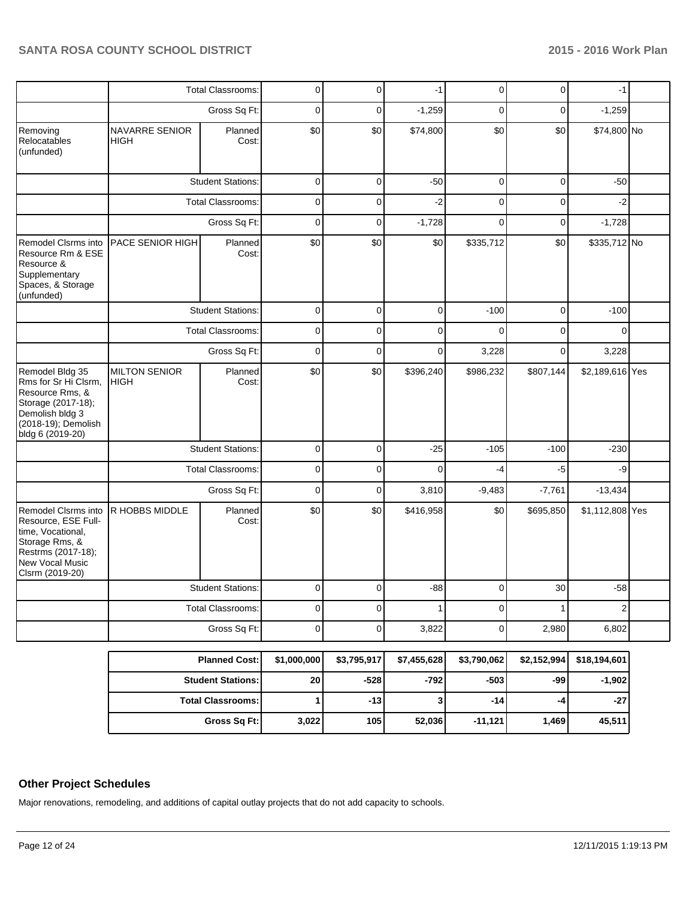| | | | | | | | | | |
|---|---|---|---|---|---|---|---|---|---|
| | | Total Classrooms: | 0 | 0 | -1 | 0 | 0 | -1 | |
| | | Gross Sq Ft: | 0 | 0 | -1,259 | 0 | 0 | -1,259 | |
| Removing Relocatables (unfunded) | NAVARRE SENIOR HIGH | Planned Cost: | $0 | $0 | $74,800 | $0 | $0 | $74,800 | No |
| | | Student Stations: | 0 | 0 | -50 | 0 | 0 | -50 | |
| | | Total Classrooms: | 0 | 0 | -2 | 0 | 0 | -2 | |
| | | Gross Sq Ft: | 0 | 0 | -1,728 | 0 | 0 | -1,728 | |
| Remodel Clsrms into Resource Rm & ESE Resource & Supplementary Spaces, & Storage (unfunded) | PACE SENIOR HIGH | Planned Cost: | $0 | $0 | $0 | $335,712 | $0 | $335,712 | No |
| | | Student Stations: | 0 | 0 | 0 | -100 | 0 | -100 | |
| | | Total Classrooms: | 0 | 0 | 0 | 0 | 0 | 0 | |
| | | Gross Sq Ft: | 0 | 0 | 0 | 3,228 | 0 | 3,228 | |
| Remodel Bldg 35 Rms for Sr Hi Clsrm, Resource Rms, & Storage (2017-18); Demolish bldg 3 (2018-19); Demolish bldg 6 (2019-20) | MILTON SENIOR HIGH | Planned Cost: | $0 | $0 | $396,240 | $986,232 | $807,144 | $2,189,616 | Yes |
| | | Student Stations: | 0 | 0 | -25 | -105 | -100 | -230 | |
| | | Total Classrooms: | 0 | 0 | 0 | -4 | -5 | -9 | |
| | | Gross Sq Ft: | 0 | 0 | 3,810 | -9,483 | -7,761 | -13,434 | |
| Remodel Clsrms into Resource, ESE Full-time, Vocational, Storage Rms, & Restrms (2017-18); New Vocal Music Clsrm (2019-20) | R HOBBS MIDDLE | Planned Cost: | $0 | $0 | $416,958 | $0 | $695,850 | $1,112,808 | Yes |
| | | Student Stations: | 0 | 0 | -88 | 0 | 30 | -58 | |
| | | Total Classrooms: | 0 | 0 | 1 | 0 | 1 | 2 | |
| | | Gross Sq Ft: | 0 | 0 | 3,822 | 0 | 2,980 | 6,802 | |

| | | | | | | |
|---|---|---|---|---|---|---|
| **Planned Cost:** | **$1,000,000** | **$3,795,917** | **$7,455,628** | **$3,790,062** | **$2,152,994** | **$18,194,601** |
| **Student Stations:** | **20** | **-528** | **-792** | **-503** | **-99** | **-1,902** |
| **Total Classrooms:** | **1** | **-13** | **3** | **-14** | **-4** | **-27** |
| **Gross Sq Ft:** | **3,022** | **105** | **52,036** | **-11,121** | **1,469** | **45,511** |

## Other Project Schedules

Major renovations, remodeling, and additions of capital outlay projects that do not add capacity to schools.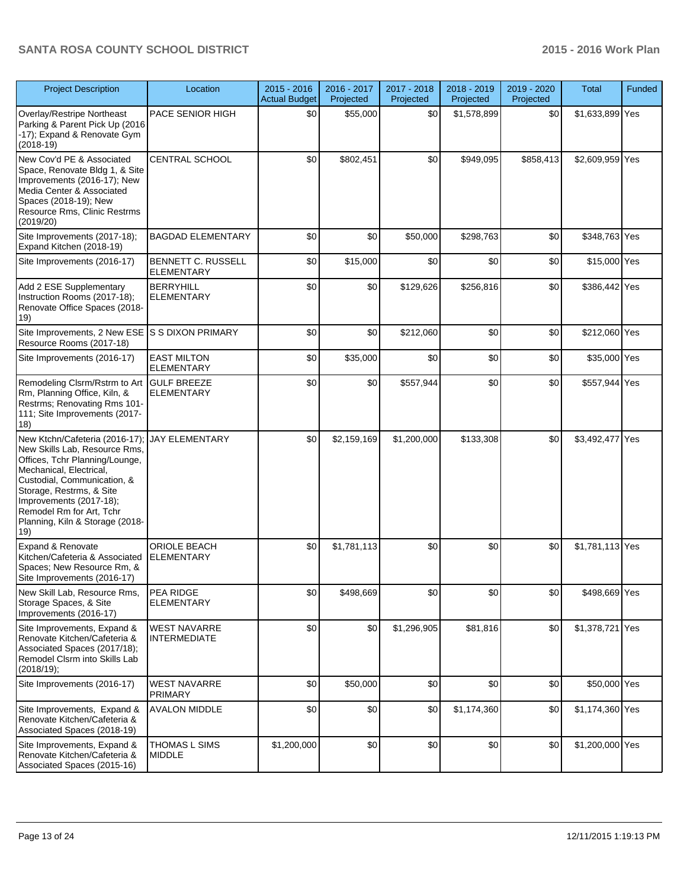| Project Description | Location | 2015 - 2016 Actual Budget | 2016 - 2017 Projected | 2017 - 2018 Projected | 2018 - 2019 Projected | 2019 - 2020 Projected | Total | Funded |
|---|---|---|---|---|---|---|---|---|
| Overlay/Restripe Northeast Parking & Parent Pick Up (2016 -17); Expand & Renovate Gym (2018-19) | PACE SENIOR HIGH | $0 | $55,000 | $0 | $1,578,899 | $0 | $1,633,899 | Yes |
| New Cov'd PE & Associated Space, Renovate Bldg 1, & Site Improvements (2016-17); New Media Center & Associated Spaces (2018-19); New Resource Rms, Clinic Restrms (2019/20) | CENTRAL SCHOOL | $0 | $802,451 | $0 | $949,095 | $858,413 | $2,609,959 | Yes |
| Site Improvements (2017-18); Expand Kitchen (2018-19) | BAGDAD ELEMENTARY | $0 | $0 | $50,000 | $298,763 | $0 | $348,763 | Yes |
| Site Improvements (2016-17) | BENNETT C. RUSSELL ELEMENTARY | $0 | $15,000 | $0 | $0 | $0 | $15,000 | Yes |
| Add 2 ESE Supplementary Instruction Rooms (2017-18); Renovate Office Spaces (2018-19) | BERRYHILL ELEMENTARY | $0 | $0 | $129,626 | $256,816 | $0 | $386,442 | Yes |
| Site Improvements, 2 New ESE Resource Rooms (2017-18) | S S DIXON PRIMARY | $0 | $0 | $212,060 | $0 | $0 | $212,060 | Yes |
| Site Improvements (2016-17) | EAST MILTON ELEMENTARY | $0 | $35,000 | $0 | $0 | $0 | $35,000 | Yes |
| Remodeling Clsrm/Rstrm to Art Rm, Planning Office, Kiln, & Restrms; Renovating Rms 101-111; Site Improvements (2017-18) | GULF BREEZE ELEMENTARY | $0 | $0 | $557,944 | $0 | $0 | $557,944 | Yes |
| New Ktchn/Cafeteria (2016-17); New Skills Lab, Resource Rms, Offices, Tchr Planning/Lounge, Mechanical, Electrical, Custodial, Communication, & Storage, Restrms, & Site Improvements (2017-18); Remodel Rm for Art, Tchr Planning, Kiln & Storage (2018-19) | JAY ELEMENTARY | $0 | $2,159,169 | $1,200,000 | $133,308 | $0 | $3,492,477 | Yes |
| Expand & Renovate Kitchen/Cafeteria & Associated Spaces; New Resource Rm, & Site Improvements (2016-17) | ORIOLE BEACH ELEMENTARY | $0 | $1,781,113 | $0 | $0 | $0 | $1,781,113 | Yes |
| New Skill Lab, Resource Rms, Storage Spaces, & Site Improvements (2016-17) | PEA RIDGE ELEMENTARY | $0 | $498,669 | $0 | $0 | $0 | $498,669 | Yes |
| Site Improvements, Expand & Renovate Kitchen/Cafeteria & Associated Spaces (2017/18); Remodel Clsrm into Skills Lab (2018/19); | WEST NAVARRE INTERMEDIATE | $0 | $0 | $1,296,905 | $81,816 | $0 | $1,378,721 | Yes |
| Site Improvements (2016-17) | WEST NAVARRE PRIMARY | $0 | $50,000 | $0 | $0 | $0 | $50,000 | Yes |
| Site Improvements, Expand & Renovate Kitchen/Cafeteria & Associated Spaces (2018-19) | AVALON MIDDLE | $0 | $0 | $0 | $1,174,360 | $0 | $1,174,360 | Yes |
| Site Improvements, Expand & Renovate Kitchen/Cafeteria & Associated Spaces (2015-16) | THOMAS L SIMS MIDDLE | $1,200,000 | $0 | $0 | $0 | $0 | $1,200,000 | Yes |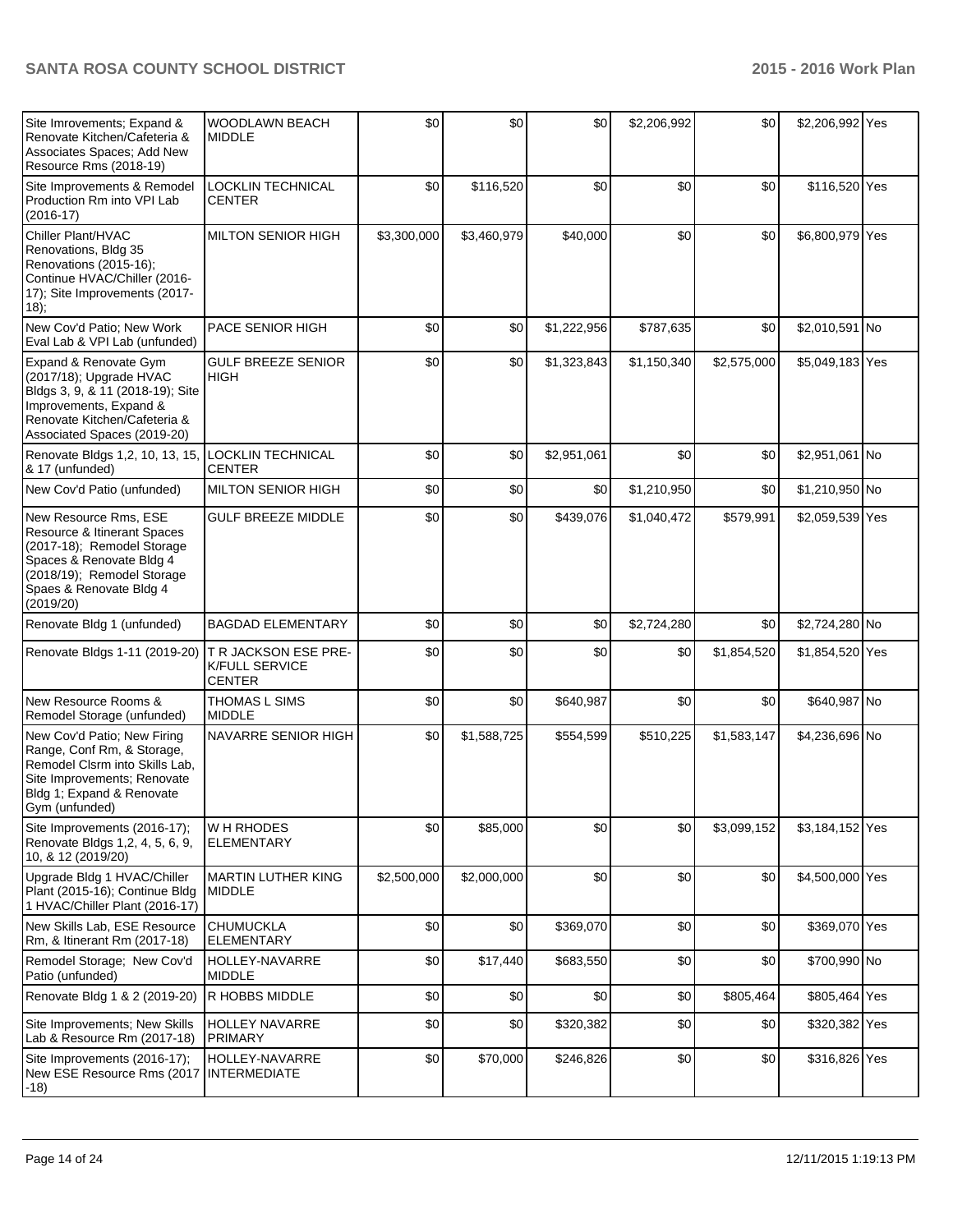| | | | | | | | | |
|---|---|---|---|---|---|---|---|---|
| Site Imrovements; Expand & Renovate Kitchen/Cafeteria & Associates Spaces; Add New Resource Rms (2018-19) | WOODLAWN BEACH MIDDLE | $0 | $0 | $0 | $2,206,992 | $0 | $2,206,992 | Yes |
| Site Improvements & Remodel Production Rm into VPI Lab (2016-17) | LOCKLIN TECHNICAL CENTER | $0 | $116,520 | $0 | $0 | $0 | $116,520 | Yes |
| Chiller Plant/HVAC Renovations, Bldg 35 Renovations (2015-16); Continue HVAC/Chiller (2016-17); Site Improvements (2017-18); | MILTON SENIOR HIGH | $3,300,000 | $3,460,979 | $40,000 | $0 | $0 | $6,800,979 | Yes |
| New Cov'd Patio; New Work Eval Lab & VPI Lab (unfunded) | PACE SENIOR HIGH | $0 | $0 | $1,222,956 | $787,635 | $0 | $2,010,591 | No |
| Expand & Renovate Gym (2017/18); Upgrade HVAC Bldgs 3, 9, & 11 (2018-19); Site Improvements, Expand & Renovate Kitchen/Cafeteria & Associated Spaces (2019-20) | GULF BREEZE SENIOR HIGH | $0 | $0 | $1,323,843 | $1,150,340 | $2,575,000 | $5,049,183 | Yes |
| Renovate Bldgs 1,2, 10, 13, 15, & 17 (unfunded) | LOCKLIN TECHNICAL CENTER | $0 | $0 | $2,951,061 | $0 | $0 | $2,951,061 | No |
| New Cov'd Patio (unfunded) | MILTON SENIOR HIGH | $0 | $0 | $0 | $1,210,950 | $0 | $1,210,950 | No |
| New Resource Rms, ESE Resource & Itinerant Spaces (2017-18); Remodel Storage Spaces & Renovate Bldg 4 (2018/19); Remodel Storage Spaes & Renovate Bldg 4 (2019/20) | GULF BREEZE MIDDLE | $0 | $0 | $439,076 | $1,040,472 | $579,991 | $2,059,539 | Yes |
| Renovate Bldg 1 (unfunded) | BAGDAD ELEMENTARY | $0 | $0 | $0 | $2,724,280 | $0 | $2,724,280 | No |
| Renovate Bldgs 1-11 (2019-20) | T R JACKSON ESE PRE-K/FULL SERVICE CENTER | $0 | $0 | $0 | $0 | $1,854,520 | $1,854,520 | Yes |
| New Resource Rooms & Remodel Storage (unfunded) | THOMAS L SIMS MIDDLE | $0 | $0 | $640,987 | $0 | $0 | $640,987 | No |
| New Cov'd Patio; New Firing Range, Conf Rm, & Storage, Remodel Clsrm into Skills Lab, Site Improvements; Renovate Bldg 1; Expand & Renovate Gym (unfunded) | NAVARRE SENIOR HIGH | $0 | $1,588,725 | $554,599 | $510,225 | $1,583,147 | $4,236,696 | No |
| Site Improvements (2016-17); Renovate Bldgs 1,2, 4, 5, 6, 9, 10, & 12 (2019/20) | W H RHODES ELEMENTARY | $0 | $85,000 | $0 | $0 | $3,099,152 | $3,184,152 | Yes |
| Upgrade Bldg 1 HVAC/Chiller Plant (2015-16); Continue Bldg 1 HVAC/Chiller Plant (2016-17) | MARTIN LUTHER KING MIDDLE | $2,500,000 | $2,000,000 | $0 | $0 | $0 | $4,500,000 | Yes |
| New Skills Lab, ESE Resource Rm, & Itinerant Rm (2017-18) | CHUMUCKLA ELEMENTARY | $0 | $0 | $369,070 | $0 | $0 | $369,070 | Yes |
| Remodel Storage; New Cov'd Patio (unfunded) | HOLLEY-NAVARRE MIDDLE | $0 | $17,440 | $683,550 | $0 | $0 | $700,990 | No |
| Renovate Bldg 1 & 2 (2019-20) | R HOBBS MIDDLE | $0 | $0 | $0 | $0 | $805,464 | $805,464 | Yes |
| Site Improvements; New Skills Lab & Resource Rm (2017-18) | HOLLEY NAVARRE PRIMARY | $0 | $0 | $320,382 | $0 | $0 | $320,382 | Yes |
| Site Improvements (2016-17); New ESE Resource Rms (2017-18) | HOLLEY-NAVARRE INTERMEDIATE | $0 | $70,000 | $246,826 | $0 | $0 | $316,826 | Yes |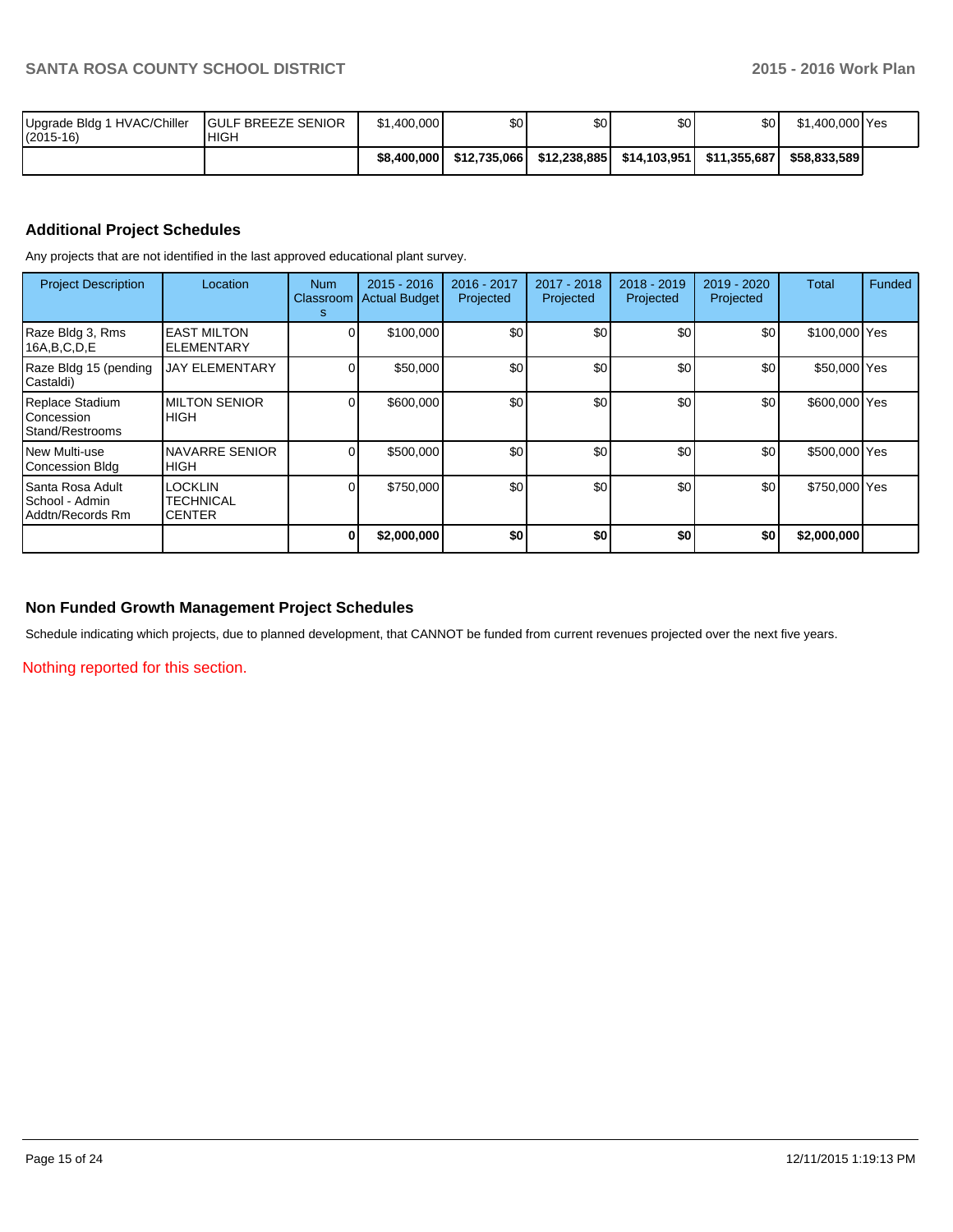| | | | | | | | | |
|---|---|---|---|---|---|---|---|---|
| Upgrade Bldg 1 HVAC/Chiller (2015-16) | GULF BREEZE SENIOR HIGH | $1,400,000 | $0 | $0 | $0 | $0 | $1,400,000 | Yes |
| | | **$8,400,000** | **$12,735,066** | **$12,238,885** | **$14,103,951** | **$11,355,687** | **$58,833,589** | |

## Additional Project Schedules

Any projects that are not identified in the last approved educational plant survey.

| Project Description | Location | Num Classrooms | 2015 - 2016 Actual Budget | 2016 - 2017 Projected | 2017 - 2018 Projected | 2018 - 2019 Projected | 2019 - 2020 Projected | Total | Funded |
|---|---|---|---|---|---|---|---|---|---|
| Raze Bldg 3, Rms 16A,B,C,D,E | EAST MILTON ELEMENTARY | 0 | $100,000 | $0 | $0 | $0 | $0 | $100,000 | Yes |
| Raze Bldg 15 (pending Castaldi) | JAY ELEMENTARY | 0 | $50,000 | $0 | $0 | $0 | $0 | $50,000 | Yes |
| Replace Stadium Concession Stand/Restrooms | MILTON SENIOR HIGH | 0 | $600,000 | $0 | $0 | $0 | $0 | $600,000 | Yes |
| New Multi-use Concession Bldg | NAVARRE SENIOR HIGH | 0 | $500,000 | $0 | $0 | $0 | $0 | $500,000 | Yes |
| Santa Rosa Adult School - Admin Addtn/Records Rm | LOCKLIN TECHNICAL CENTER | 0 | $750,000 | $0 | $0 | $0 | $0 | $750,000 | Yes |
| | | **0** | **$2,000,000** | **$0** | **$0** | **$0** | **$0** | **$2,000,000** | |

## Non Funded Growth Management Project Schedules

Schedule indicating which projects, due to planned development, that CANNOT be funded from current revenues projected over the next five years.

Nothing reported for this section.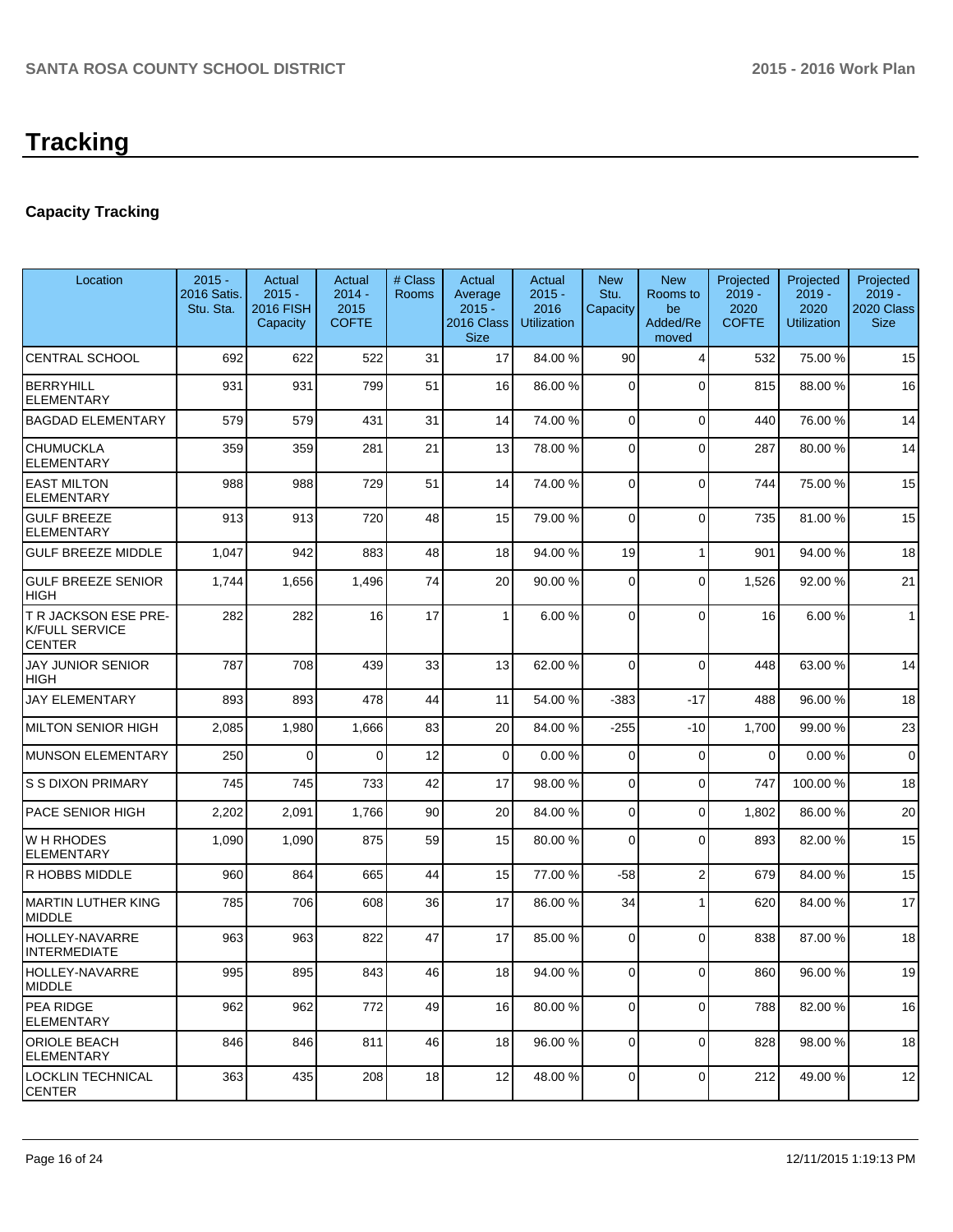# Tracking

## Capacity Tracking

| Location | 2015 - 2016 Satis. Stu. Sta. | Actual 2015 - 2016 FISH Capacity | Actual 2014 - 2015 COFTE | # Class Rooms | Actual Average 2015 - 2016 Class Size | Actual 2015 - 2016 Utilization | New Stu. Capacity | New Rooms to be Added/Removed | Projected 2019 - 2020 COFTE | Projected 2019 - 2020 Utilization | Projected 2019 - 2020 Class Size |
|---|---|---|---|---|---|---|---|---|---|---|---|
| CENTRAL SCHOOL | 692 | 622 | 522 | 31 | 17 | 84.00 % | 90 | 4 | 532 | 75.00 % | 15 |
| BERRYHILL ELEMENTARY | 931 | 931 | 799 | 51 | 16 | 86.00 % | 0 | 0 | 815 | 88.00 % | 16 |
| BAGDAD ELEMENTARY | 579 | 579 | 431 | 31 | 14 | 74.00 % | 0 | 0 | 440 | 76.00 % | 14 |
| CHUMUCKLA ELEMENTARY | 359 | 359 | 281 | 21 | 13 | 78.00 % | 0 | 0 | 287 | 80.00 % | 14 |
| EAST MILTON ELEMENTARY | 988 | 988 | 729 | 51 | 14 | 74.00 % | 0 | 0 | 744 | 75.00 % | 15 |
| GULF BREEZE ELEMENTARY | 913 | 913 | 720 | 48 | 15 | 79.00 % | 0 | 0 | 735 | 81.00 % | 15 |
| GULF BREEZE MIDDLE | 1,047 | 942 | 883 | 48 | 18 | 94.00 % | 19 | 1 | 901 | 94.00 % | 18 |
| GULF BREEZE SENIOR HIGH | 1,744 | 1,656 | 1,496 | 74 | 20 | 90.00 % | 0 | 0 | 1,526 | 92.00 % | 21 |
| T R JACKSON ESE PRE-K/FULL SERVICE CENTER | 282 | 282 | 16 | 17 | 1 | 6.00 % | 0 | 0 | 16 | 6.00 % | 1 |
| JAY JUNIOR SENIOR HIGH | 787 | 708 | 439 | 33 | 13 | 62.00 % | 0 | 0 | 448 | 63.00 % | 14 |
| JAY ELEMENTARY | 893 | 893 | 478 | 44 | 11 | 54.00 % | -383 | -17 | 488 | 96.00 % | 18 |
| MILTON SENIOR HIGH | 2,085 | 1,980 | 1,666 | 83 | 20 | 84.00 % | -255 | -10 | 1,700 | 99.00 % | 23 |
| MUNSON ELEMENTARY | 250 | 0 | 0 | 12 | 0 | 0.00 % | 0 | 0 | 0 | 0.00 % | 0 |
| S S DIXON PRIMARY | 745 | 745 | 733 | 42 | 17 | 98.00 % | 0 | 0 | 747 | 100.00 % | 18 |
| PACE SENIOR HIGH | 2,202 | 2,091 | 1,766 | 90 | 20 | 84.00 % | 0 | 0 | 1,802 | 86.00 % | 20 |
| W H RHODES ELEMENTARY | 1,090 | 1,090 | 875 | 59 | 15 | 80.00 % | 0 | 0 | 893 | 82.00 % | 15 |
| R HOBBS MIDDLE | 960 | 864 | 665 | 44 | 15 | 77.00 % | -58 | 2 | 679 | 84.00 % | 15 |
| MARTIN LUTHER KING MIDDLE | 785 | 706 | 608 | 36 | 17 | 86.00 % | 34 | 1 | 620 | 84.00 % | 17 |
| HOLLEY-NAVARRE INTERMEDIATE | 963 | 963 | 822 | 47 | 17 | 85.00 % | 0 | 0 | 838 | 87.00 % | 18 |
| HOLLEY-NAVARRE MIDDLE | 995 | 895 | 843 | 46 | 18 | 94.00 % | 0 | 0 | 860 | 96.00 % | 19 |
| PEA RIDGE ELEMENTARY | 962 | 962 | 772 | 49 | 16 | 80.00 % | 0 | 0 | 788 | 82.00 % | 16 |
| ORIOLE BEACH ELEMENTARY | 846 | 846 | 811 | 46 | 18 | 96.00 % | 0 | 0 | 828 | 98.00 % | 18 |
| LOCKLIN TECHNICAL CENTER | 363 | 435 | 208 | 18 | 12 | 48.00 % | 0 | 0 | 212 | 49.00 % | 12 |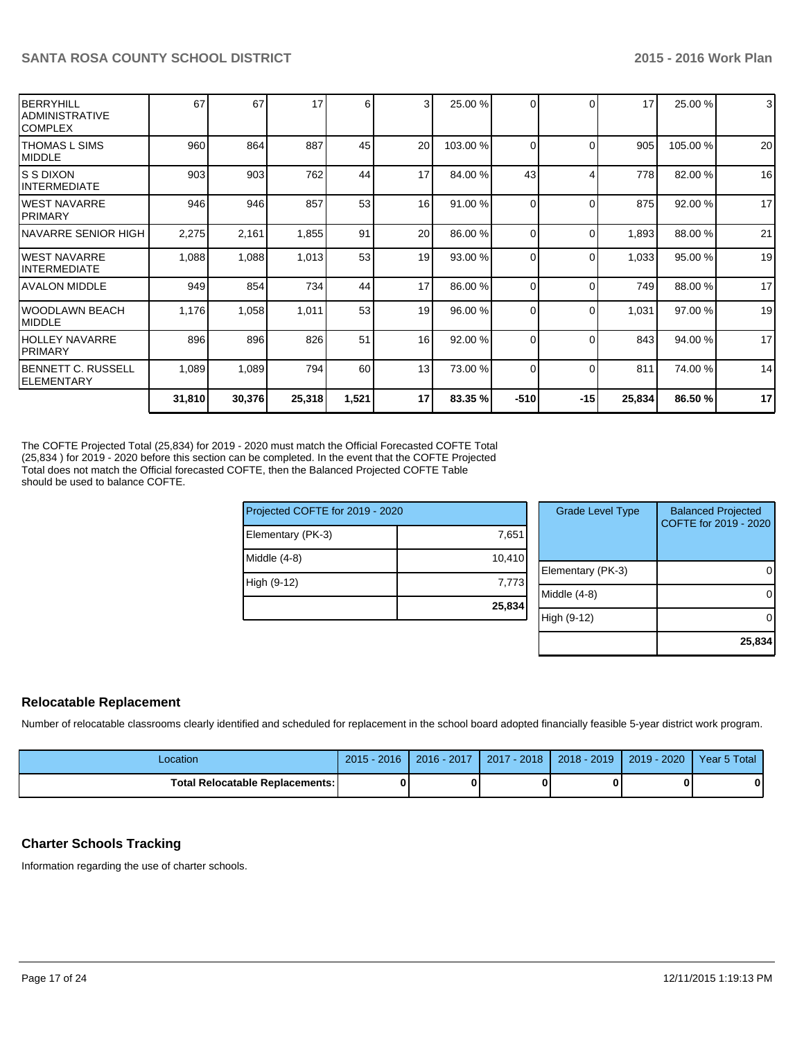| | | | | | | | | | | | |
|---|---|---|---|---|---|---|---|---|---|---|---|
| BERRYHILL ADMINISTRATIVE COMPLEX | 67 | 67 | 17 | 6 | 3 | 25.00 % | 0 | 0 | 17 | 25.00 % | 3 |
| THOMAS L SIMS MIDDLE | 960 | 864 | 887 | 45 | 20 | 103.00 % | 0 | 0 | 905 | 105.00 % | 20 |
| S S DIXON INTERMEDIATE | 903 | 903 | 762 | 44 | 17 | 84.00 % | 43 | 4 | 778 | 82.00 % | 16 |
| WEST NAVARRE PRIMARY | 946 | 946 | 857 | 53 | 16 | 91.00 % | 0 | 0 | 875 | 92.00 % | 17 |
| NAVARRE SENIOR HIGH | 2,275 | 2,161 | 1,855 | 91 | 20 | 86.00 % | 0 | 0 | 1,893 | 88.00 % | 21 |
| WEST NAVARRE INTERMEDIATE | 1,088 | 1,088 | 1,013 | 53 | 19 | 93.00 % | 0 | 0 | 1,033 | 95.00 % | 19 |
| AVALON MIDDLE | 949 | 854 | 734 | 44 | 17 | 86.00 % | 0 | 0 | 749 | 88.00 % | 17 |
| WOODLAWN BEACH MIDDLE | 1,176 | 1,058 | 1,011 | 53 | 19 | 96.00 % | 0 | 0 | 1,031 | 97.00 % | 19 |
| HOLLEY NAVARRE PRIMARY | 896 | 896 | 826 | 51 | 16 | 92.00 % | 0 | 0 | 843 | 94.00 % | 17 |
| BENNETT C. RUSSELL ELEMENTARY | 1,089 | 1,089 | 794 | 60 | 13 | 73.00 % | 0 | 0 | 811 | 74.00 % | 14 |
| | **31,810** | **30,376** | **25,318** | **1,521** | **17** | **83.35 %** | **-510** | **-15** | **25,834** | **86.50 %** | **17** |

The COFTE Projected Total (25,834) for 2019 - 2020 must match the Official Forecasted COFTE Total (25,834 ) for 2019 - 2020 before this section can be completed. In the event that the COFTE Projected Total does not match the Official forecasted COFTE, then the Balanced Projected COFTE Table should be used to balance COFTE.

| Projected COFTE for 2019 - 2020 | |
|---|---|
| Elementary (PK-3) | 7,651 |
| Middle (4-8) | 10,410 |
| High (9-12) | 7,773 |
| | **25,834** |

| Grade Level Type | Balanced Projected COFTE for 2019 - 2020 |
|---|---|
| Elementary (PK-3) | 0 |
| Middle (4-8) | 0 |
| High (9-12) | 0 |
| | **25,834** |

## Relocatable Replacement

Number of relocatable classrooms clearly identified and scheduled for replacement in the school board adopted financially feasible 5-year district work program.

| Location | 2015 - 2016 | 2016 - 2017 | 2017 - 2018 | 2018 - 2019 | 2019 - 2020 | Year 5 Total |
|---|---|---|---|---|---|---|
| **Total Relocatable Replacements:** | **0** | **0** | **0** | **0** | **0** | **0** |

## Charter Schools Tracking

Information regarding the use of charter schools.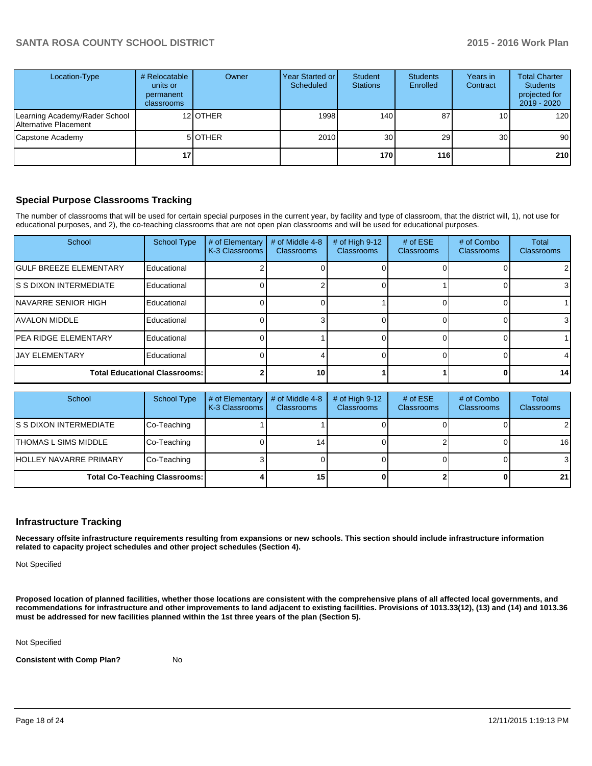| Location-Type | # Relocatable units or permanent classrooms | Owner | Year Started or Scheduled | Student Stations | Students Enrolled | Years in Contract | Total Charter Students projected for 2019 - 2020 |
|---|---|---|---|---|---|---|---|
| Learning Academy/Rader School Alternative Placement | 12 | OTHER | 1998 | 140 | 87 | 10 | 120 |
| Capstone Academy | 5 | OTHER | 2010 | 30 | 29 | 30 | 90 |
| | 17 | | | 170 | 116 | | 210 |

## Special Purpose Classrooms Tracking

The number of classrooms that will be used for certain special purposes in the current year, by facility and type of classroom, that the district will, 1), not use for educational purposes, and 2), the co-teaching classrooms that are not open plan classrooms and will be used for educational purposes.

| School | School Type | # of Elementary K-3 Classrooms | # of Middle 4-8 Classrooms | # of High 9-12 Classrooms | # of ESE Classrooms | # of Combo Classrooms | Total Classrooms |
|---|---|---|---|---|---|---|---|
| GULF BREEZE ELEMENTARY | Educational | 2 | 0 | 0 | 0 | 0 | 2 |
| S S DIXON INTERMEDIATE | Educational | 0 | 2 | 0 | 1 | 0 | 3 |
| NAVARRE SENIOR HIGH | Educational | 0 | 0 | 1 | 0 | 0 | 1 |
| AVALON MIDDLE | Educational | 0 | 3 | 0 | 0 | 0 | 3 |
| PEA RIDGE ELEMENTARY | Educational | 0 | 1 | 0 | 0 | 0 | 1 |
| JAY ELEMENTARY | Educational | 0 | 4 | 0 | 0 | 0 | 4 |
| **Total Educational Classrooms:** | | 2 | 10 | 1 | 1 | 0 | 14 |

| School | School Type | # of Elementary K-3 Classrooms | # of Middle 4-8 Classrooms | # of High 9-12 Classrooms | # of ESE Classrooms | # of Combo Classrooms | Total Classrooms |
|---|---|---|---|---|---|---|---|
| S S DIXON INTERMEDIATE | Co-Teaching | 1 | 1 | 0 | 0 | 0 | 2 |
| THOMAS L SIMS MIDDLE | Co-Teaching | 0 | 14 | 0 | 2 | 0 | 16 |
| HOLLEY NAVARRE PRIMARY | Co-Teaching | 3 | 0 | 0 | 0 | 0 | 3 |
| **Total Co-Teaching Classrooms:** | | 4 | 15 | 0 | 2 | 0 | 21 |

## Infrastructure Tracking

**Necessary offsite infrastructure requirements resulting from expansions or new schools. This section should include infrastructure information related to capacity project schedules and other project schedules (Section 4).**

Not Specified

**Proposed location of planned facilities, whether those locations are consistent with the comprehensive plans of all affected local governments, and recommendations for infrastructure and other improvements to land adjacent to existing facilities. Provisions of 1013.33(12), (13) and (14) and 1013.36 must be addressed for new facilities planned within the 1st three years of the plan (Section 5).**

Not Specified

**Consistent with Comp Plan?** No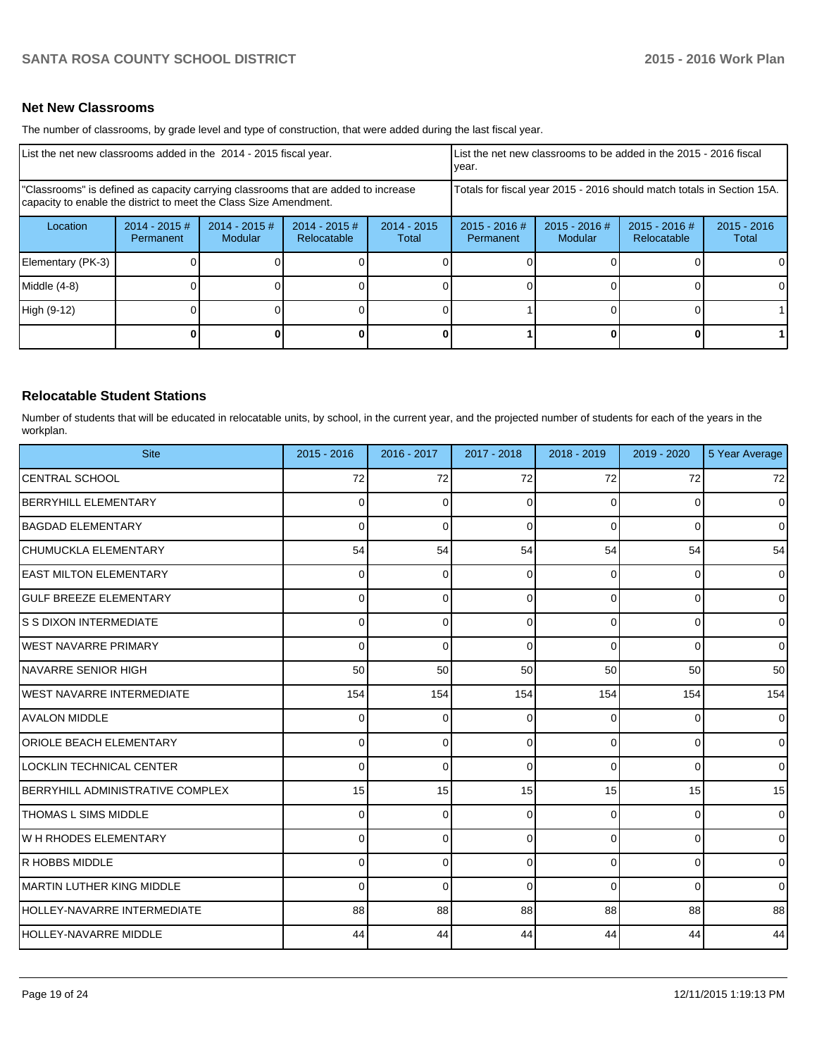## Net New Classrooms

The number of classrooms, by grade level and type of construction, that were added during the last fiscal year.

| List the net new classrooms added in the 2014 - 2015 fiscal year. | | | | | List the net new classrooms to be added in the 2015 - 2016 fiscal year. | | | |
|---|---|---|---|---|---|---|---|---|
| "Classrooms" is defined as capacity carrying classrooms that are added to increase capacity to enable the district to meet the Class Size Amendment. | | | | | Totals for fiscal year 2015 - 2016 should match totals in Section 15A. | | | |
| Location | 2014 - 2015 # Permanent | 2014 - 2015 # Modular | 2014 - 2015 # Relocatable | 2014 - 2015 Total | 2015 - 2016 # Permanent | 2015 - 2016 # Modular | 2015 - 2016 # Relocatable | 2015 - 2016 Total |
| Elementary (PK-3) | 0 | 0 | 0 | 0 | 0 | 0 | 0 | 0 |
| Middle (4-8) | 0 | 0 | 0 | 0 | 0 | 0 | 0 | 0 |
| High (9-12) | 0 | 0 | 0 | 0 | 1 | 0 | 0 | 1 |
| | **0** | **0** | **0** | **0** | **1** | **0** | **0** | **1** |

## Relocatable Student Stations

Number of students that will be educated in relocatable units, by school, in the current year, and the projected number of students for each of the years in the workplan.

| Site | 2015 - 2016 | 2016 - 2017 | 2017 - 2018 | 2018 - 2019 | 2019 - 2020 | 5 Year Average |
|---|---|---|---|---|---|---|
| CENTRAL SCHOOL | 72 | 72 | 72 | 72 | 72 | 72 |
| BERRYHILL ELEMENTARY | 0 | 0 | 0 | 0 | 0 | 0 |
| BAGDAD ELEMENTARY | 0 | 0 | 0 | 0 | 0 | 0 |
| CHUMUCKLA ELEMENTARY | 54 | 54 | 54 | 54 | 54 | 54 |
| EAST MILTON ELEMENTARY | 0 | 0 | 0 | 0 | 0 | 0 |
| GULF BREEZE ELEMENTARY | 0 | 0 | 0 | 0 | 0 | 0 |
| S S DIXON INTERMEDIATE | 0 | 0 | 0 | 0 | 0 | 0 |
| WEST NAVARRE PRIMARY | 0 | 0 | 0 | 0 | 0 | 0 |
| NAVARRE SENIOR HIGH | 50 | 50 | 50 | 50 | 50 | 50 |
| WEST NAVARRE INTERMEDIATE | 154 | 154 | 154 | 154 | 154 | 154 |
| AVALON MIDDLE | 0 | 0 | 0 | 0 | 0 | 0 |
| ORIOLE BEACH ELEMENTARY | 0 | 0 | 0 | 0 | 0 | 0 |
| LOCKLIN TECHNICAL CENTER | 0 | 0 | 0 | 0 | 0 | 0 |
| BERRYHILL ADMINISTRATIVE COMPLEX | 15 | 15 | 15 | 15 | 15 | 15 |
| THOMAS L SIMS MIDDLE | 0 | 0 | 0 | 0 | 0 | 0 |
| W H RHODES ELEMENTARY | 0 | 0 | 0 | 0 | 0 | 0 |
| R HOBBS MIDDLE | 0 | 0 | 0 | 0 | 0 | 0 |
| MARTIN LUTHER KING MIDDLE | 0 | 0 | 0 | 0 | 0 | 0 |
| HOLLEY-NAVARRE INTERMEDIATE | 88 | 88 | 88 | 88 | 88 | 88 |
| HOLLEY-NAVARRE MIDDLE | 44 | 44 | 44 | 44 | 44 | 44 |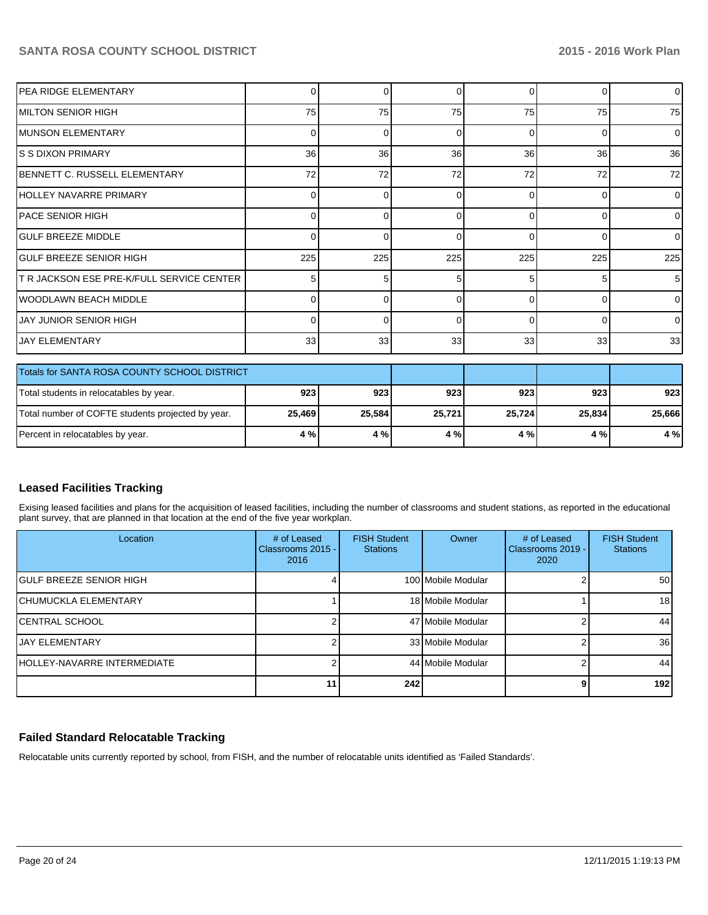| | | | | | | |
|---|---|---|---|---|---|---|
| PEA RIDGE ELEMENTARY | 0 | 0 | 0 | 0 | 0 | 0 |
| MILTON SENIOR HIGH | 75 | 75 | 75 | 75 | 75 | 75 |
| MUNSON ELEMENTARY | 0 | 0 | 0 | 0 | 0 | 0 |
| S S DIXON PRIMARY | 36 | 36 | 36 | 36 | 36 | 36 |
| BENNETT C. RUSSELL ELEMENTARY | 72 | 72 | 72 | 72 | 72 | 72 |
| HOLLEY NAVARRE PRIMARY | 0 | 0 | 0 | 0 | 0 | 0 |
| PACE SENIOR HIGH | 0 | 0 | 0 | 0 | 0 | 0 |
| GULF BREEZE MIDDLE | 0 | 0 | 0 | 0 | 0 | 0 |
| GULF BREEZE SENIOR HIGH | 225 | 225 | 225 | 225 | 225 | 225 |
| T R JACKSON ESE PRE-K/FULL SERVICE CENTER | 5 | 5 | 5 | 5 | 5 | 5 |
| WOODLAWN BEACH MIDDLE | 0 | 0 | 0 | 0 | 0 | 0 |
| JAY JUNIOR SENIOR HIGH | 0 | 0 | 0 | 0 | 0 | 0 |
| JAY ELEMENTARY | 33 | 33 | 33 | 33 | 33 | 33 |

| Totals for SANTA ROSA COUNTY SCHOOL DISTRICT | | | | | | |
|---|---|---|---|---|---|---|
| Total students in relocatables by year. | **923** | **923** | **923** | **923** | **923** | **923** |
| Total number of COFTE students projected by year. | **25,469** | **25,584** | **25,721** | **25,724** | **25,834** | **25,666** |
| Percent in relocatables by year. | **4 %** | **4 %** | **4 %** | **4 %** | **4 %** | **4 %** |

## Leased Facilities Tracking

Exising leased facilities and plans for the acquisition of leased facilities, including the number of classrooms and student stations, as reported in the educational plant survey, that are planned in that location at the end of the five year workplan.

| Location | # of Leased Classrooms 2015 - 2016 | FISH Student Stations | Owner | # of Leased Classrooms 2019 - 2020 | FISH Student Stations |
|---|---|---|---|---|---|
| GULF BREEZE SENIOR HIGH | 4 | 100 | Mobile Modular | 2 | 50 |
| CHUMUCKLA ELEMENTARY | 1 | 18 | Mobile Modular | 1 | 18 |
| CENTRAL SCHOOL | 2 | 47 | Mobile Modular | 2 | 44 |
| JAY ELEMENTARY | 2 | 33 | Mobile Modular | 2 | 36 |
| HOLLEY-NAVARRE INTERMEDIATE | 2 | 44 | Mobile Modular | 2 | 44 |
| | **11** | **242** | | **9** | **192** |

## Failed Standard Relocatable Tracking

Relocatable units currently reported by school, from FISH, and the number of relocatable units identified as 'Failed Standards'.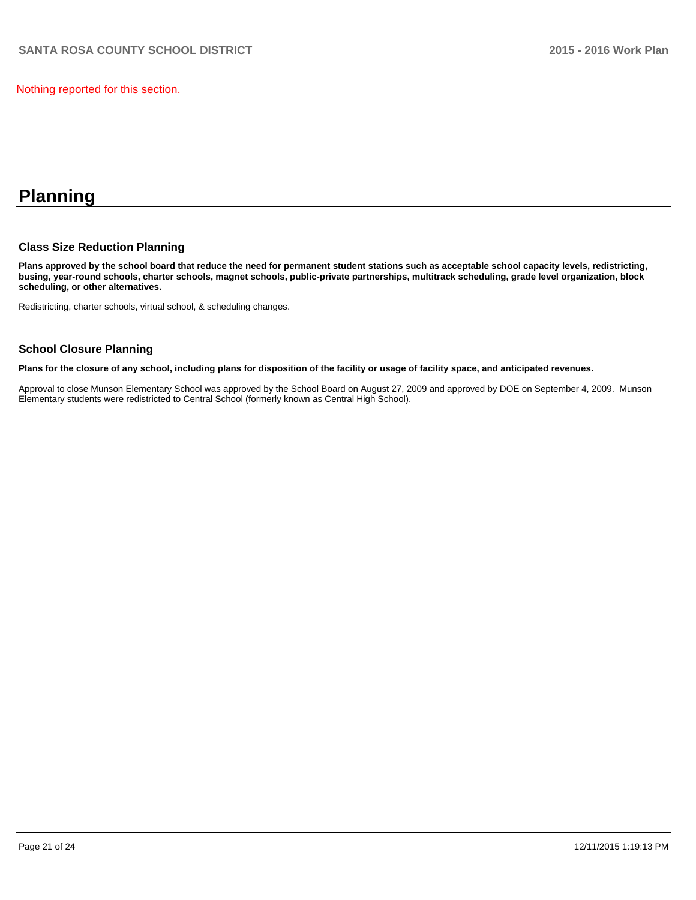Nothing reported for this section.

# Planning

## Class Size Reduction Planning

**Plans approved by the school board that reduce the need for permanent student stations such as acceptable school capacity levels, redistricting, busing, year-round schools, charter schools, magnet schools, public-private partnerships, multitrack scheduling, grade level organization, block scheduling, or other alternatives.**

Redistricting, charter schools, virtual school, & scheduling changes.

## School Closure Planning

**Plans for the closure of any school, including plans for disposition of the facility or usage of facility space, and anticipated revenues.**

Approval to close Munson Elementary School was approved by the School Board on August 27, 2009 and approved by DOE on September 4, 2009. Munson Elementary students were redistricted to Central School (formerly known as Central High School).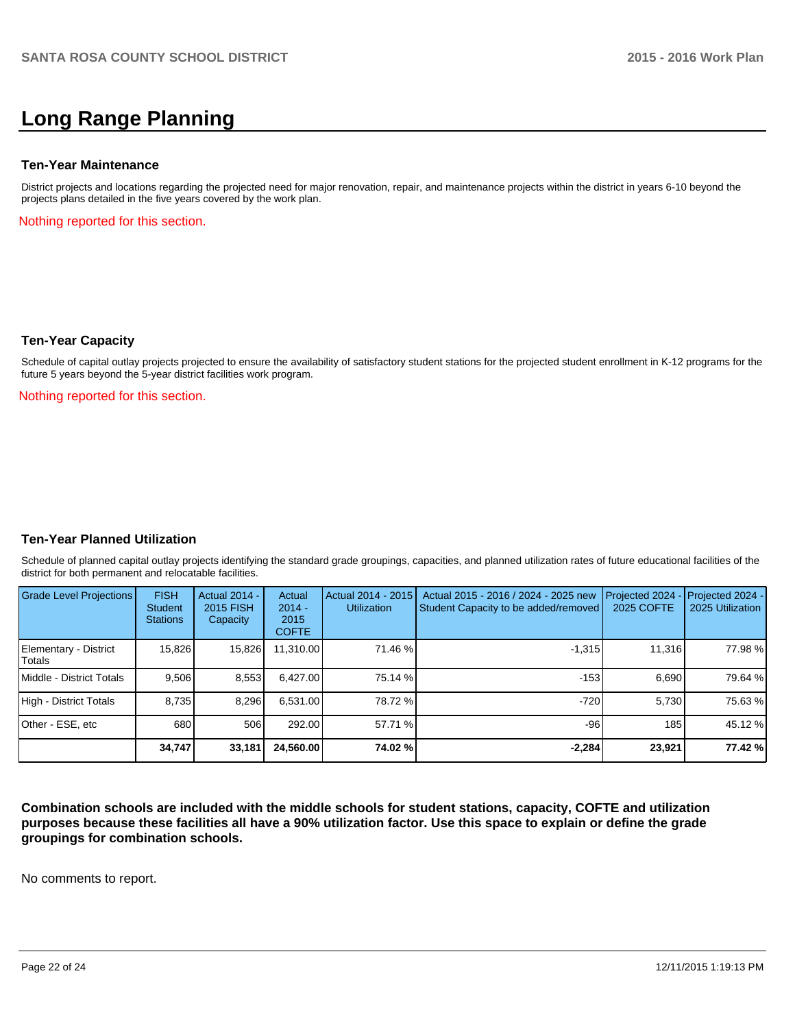# Long Range Planning

### Ten-Year Maintenance

District projects and locations regarding the projected need for major renovation, repair, and maintenance projects within the district in years 6-10 beyond the projects plans detailed in the five years covered by the work plan.

Nothing reported for this section.

### Ten-Year Capacity

Schedule of capital outlay projects projected to ensure the availability of satisfactory student stations for the projected student enrollment in K-12 programs for the future 5 years beyond the 5-year district facilities work program.

Nothing reported for this section.

### Ten-Year Planned Utilization

Schedule of planned capital outlay projects identifying the standard grade groupings, capacities, and planned utilization rates of future educational facilities of the district for both permanent and relocatable facilities.

| Grade Level Projections | FISH Student Stations | Actual 2014 - 2015 FISH Capacity | Actual 2014 - 2015 COFTE | Actual 2014 - 2015 Utilization | Actual 2015 - 2016 / 2024 - 2025 new Student Capacity to be added/removed | Projected 2024 - 2025 COFTE | Projected 2024 - 2025 Utilization |
|---|---|---|---|---|---|---|---|
| Elementary - District Totals | 15,826 | 15,826 | 11,310.00 | 71.46 % | -1,315 | 11,316 | 77.98 % |
| Middle - District Totals | 9,506 | 8,553 | 6,427.00 | 75.14 % | -153 | 6,690 | 79.64 % |
| High - District Totals | 8,735 | 8,296 | 6,531.00 | 78.72 % | -720 | 5,730 | 75.63 % |
| Other - ESE, etc | 680 | 506 | 292.00 | 57.71 % | -96 | 185 | 45.12 % |
| | **34,747** | **33,181** | **24,560.00** | **74.02 %** | **-2,284** | **23,921** | **77.42 %** |

**Combination schools are included with the middle schools for student stations, capacity, COFTE and utilization purposes because these facilities all have a 90% utilization factor. Use this space to explain or define the grade groupings for combination schools.**

No comments to report.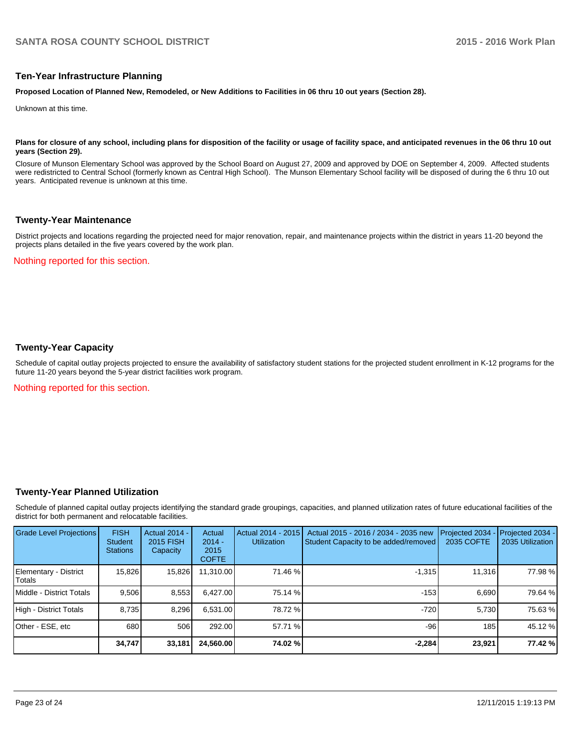## Ten-Year Infrastructure Planning

**Proposed Location of Planned New, Remodeled, or New Additions to Facilities in 06 thru 10 out years (Section 28).**

Unknown at this time.

**Plans for closure of any school, including plans for disposition of the facility or usage of facility space, and anticipated revenues in the 06 thru 10 out years (Section 29).**

Closure of Munson Elementary School was approved by the School Board on August 27, 2009 and approved by DOE on September 4, 2009. Affected students were redistricted to Central School (formerly known as Central High School). The Munson Elementary School facility will be disposed of during the 6 thru 10 out years. Anticipated revenue is unknown at this time.

## Twenty-Year Maintenance

District projects and locations regarding the projected need for major renovation, repair, and maintenance projects within the district in years 11-20 beyond the projects plans detailed in the five years covered by the work plan.

Nothing reported for this section.

## Twenty-Year Capacity

Schedule of capital outlay projects projected to ensure the availability of satisfactory student stations for the projected student enrollment in K-12 programs for the future 11-20 years beyond the 5-year district facilities work program.

Nothing reported for this section.

## Twenty-Year Planned Utilization

Schedule of planned capital outlay projects identifying the standard grade groupings, capacities, and planned utilization rates of future educational facilities of the district for both permanent and relocatable facilities.

| Grade Level Projections | FISH Student Stations | Actual 2014 - 2015 FISH Capacity | Actual 2014 - 2015 COFTE | Actual 2014 - 2015 Utilization | Actual 2015 - 2016 / 2034 - 2035 new Student Capacity to be added/removed | Projected 2034 - 2035 COFTE | Projected 2034 - 2035 Utilization |
|---|---|---|---|---|---|---|---|
| Elementary - District Totals | 15,826 | 15,826 | 11,310.00 | 71.46 % | -1,315 | 11,316 | 77.98 % |
| Middle - District Totals | 9,506 | 8,553 | 6,427.00 | 75.14 % | -153 | 6,690 | 79.64 % |
| High - District Totals | 8,735 | 8,296 | 6,531.00 | 78.72 % | -720 | 5,730 | 75.63 % |
| Other - ESE, etc | 680 | 506 | 292.00 | 57.71 % | -96 | 185 | 45.12 % |
| | **34,747** | **33,181** | **24,560.00** | **74.02 %** | **-2,284** | **23,921** | **77.42 %** |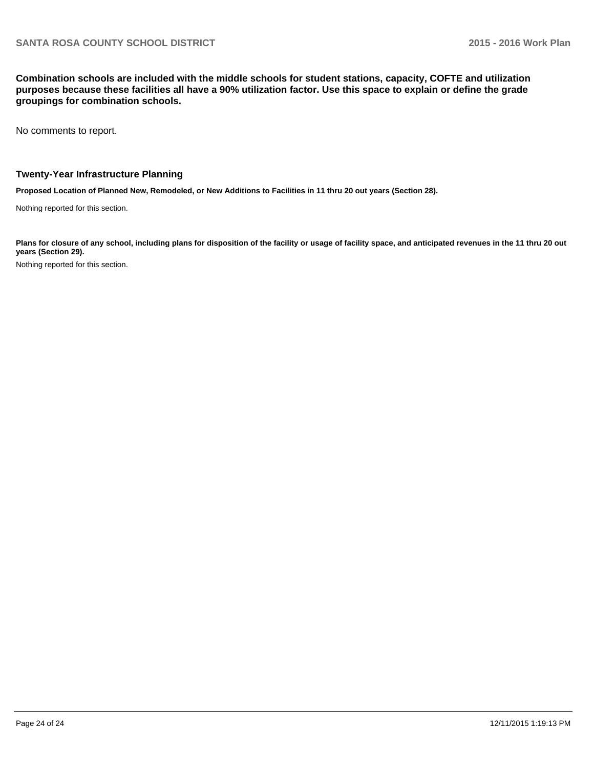**Combination schools are included with the middle schools for student stations, capacity, COFTE and utilization purposes because these facilities all have a 90% utilization factor. Use this space to explain or define the grade groupings for combination schools.**

No comments to report.

## Twenty-Year Infrastructure Planning

**Proposed Location of Planned New, Remodeled, or New Additions to Facilities in 11 thru 20 out years (Section 28).**

Nothing reported for this section.

**Plans for closure of any school, including plans for disposition of the facility or usage of facility space, and anticipated revenues in the 11 thru 20 out years (Section 29).**

Nothing reported for this section.